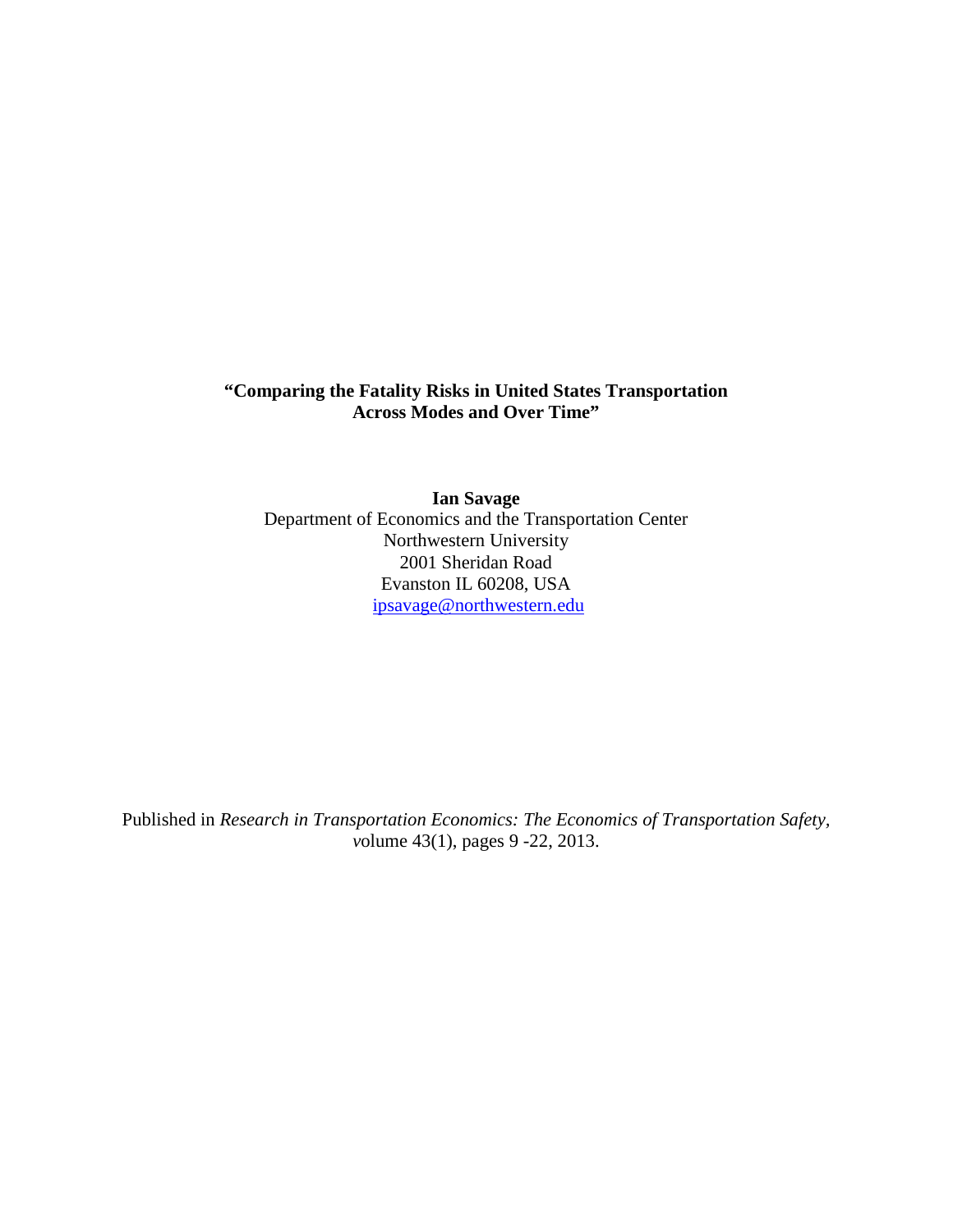# "Comparing the Fatality Risks in United States Transportation Across Modes and Over Time"

**Ian Savage**

Department of Economics and the Transportation Center
Northwestern University
2001 Sheridan Road
Evanston IL 60208, USA
ipsavage@northwestern.edu

Published in *Research in Transportation Economics: The Economics of Transportation Safety*, volume 43(1), pages 9 -22, 2013.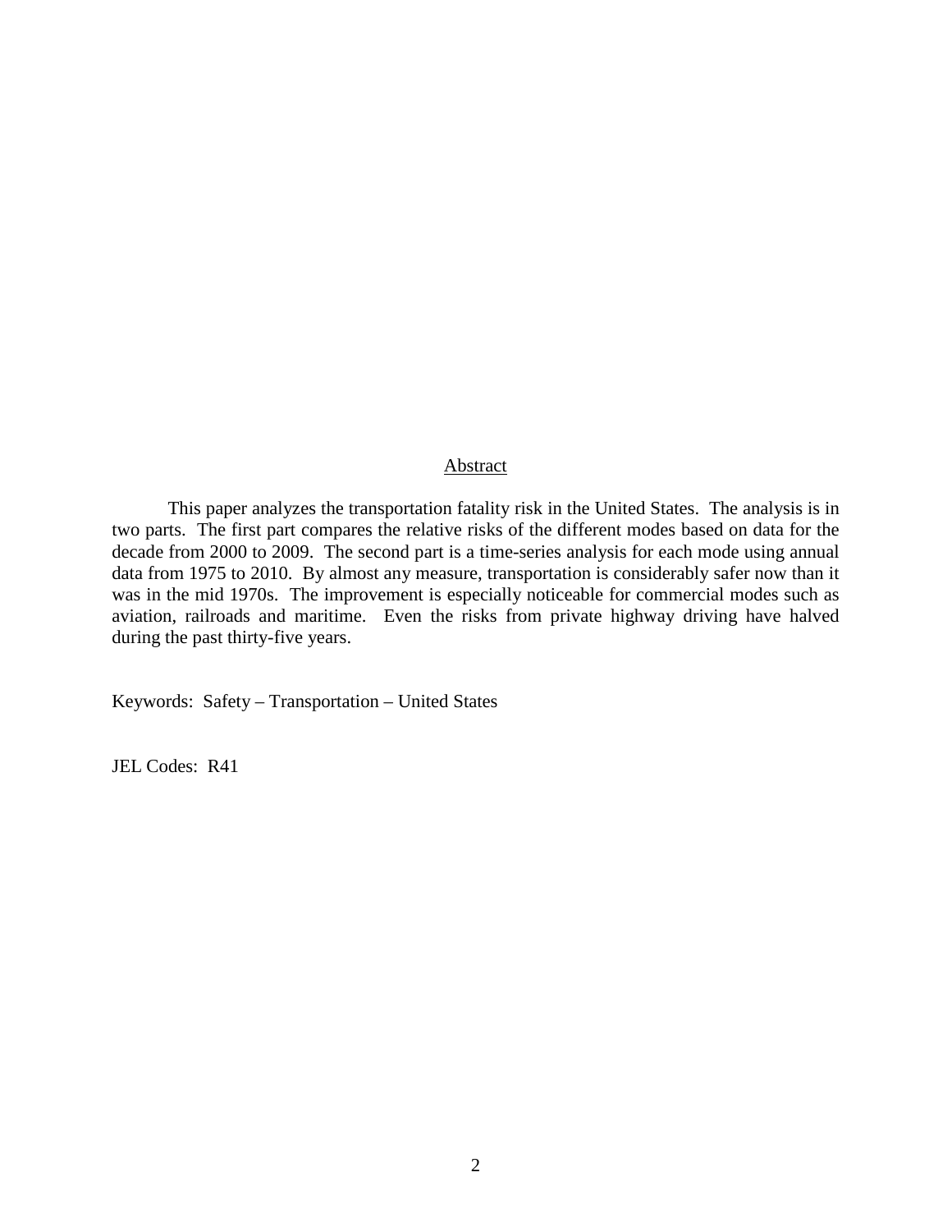## Abstract

This paper analyzes the transportation fatality risk in the United States. The analysis is in two parts. The first part compares the relative risks of the different modes based on data for the decade from 2000 to 2009. The second part is a time-series analysis for each mode using annual data from 1975 to 2010. By almost any measure, transportation is considerably safer now than it was in the mid 1970s. The improvement is especially noticeable for commercial modes such as aviation, railroads and maritime. Even the risks from private highway driving have halved during the past thirty-five years.

Keywords: Safety – Transportation – United States

JEL Codes: R41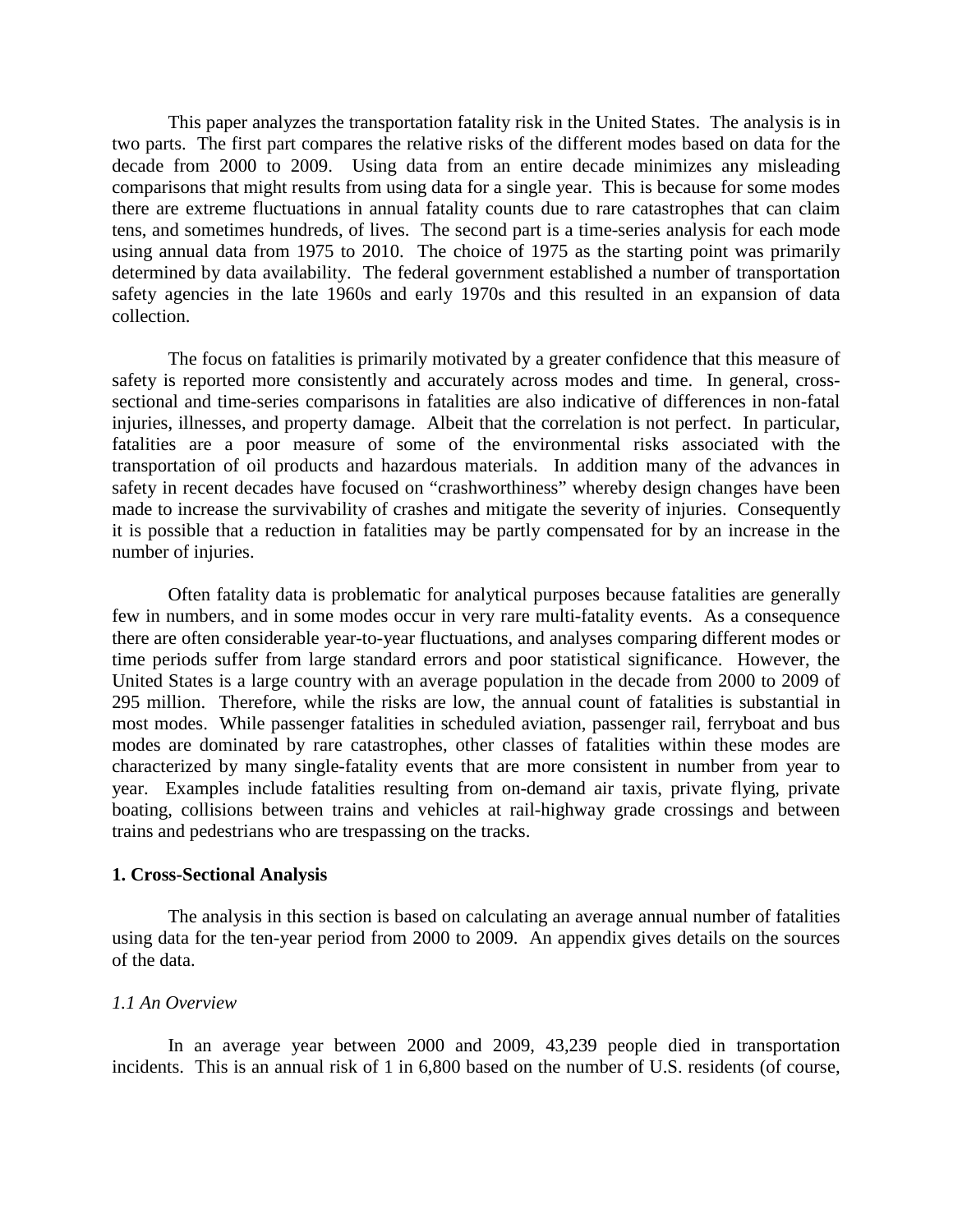This paper analyzes the transportation fatality risk in the United States. The analysis is in two parts. The first part compares the relative risks of the different modes based on data for the decade from 2000 to 2009. Using data from an entire decade minimizes any misleading comparisons that might results from using data for a single year. This is because for some modes there are extreme fluctuations in annual fatality counts due to rare catastrophes that can claim tens, and sometimes hundreds, of lives. The second part is a time-series analysis for each mode using annual data from 1975 to 2010. The choice of 1975 as the starting point was primarily determined by data availability. The federal government established a number of transportation safety agencies in the late 1960s and early 1970s and this resulted in an expansion of data collection.

The focus on fatalities is primarily motivated by a greater confidence that this measure of safety is reported more consistently and accurately across modes and time. In general, cross-sectional and time-series comparisons in fatalities are also indicative of differences in non-fatal injuries, illnesses, and property damage. Albeit that the correlation is not perfect. In particular, fatalities are a poor measure of some of the environmental risks associated with the transportation of oil products and hazardous materials. In addition many of the advances in safety in recent decades have focused on "crashworthiness" whereby design changes have been made to increase the survivability of crashes and mitigate the severity of injuries. Consequently it is possible that a reduction in fatalities may be partly compensated for by an increase in the number of injuries.

Often fatality data is problematic for analytical purposes because fatalities are generally few in numbers, and in some modes occur in very rare multi-fatality events. As a consequence there are often considerable year-to-year fluctuations, and analyses comparing different modes or time periods suffer from large standard errors and poor statistical significance. However, the United States is a large country with an average population in the decade from 2000 to 2009 of 295 million. Therefore, while the risks are low, the annual count of fatalities is substantial in most modes. While passenger fatalities in scheduled aviation, passenger rail, ferryboat and bus modes are dominated by rare catastrophes, other classes of fatalities within these modes are characterized by many single-fatality events that are more consistent in number from year to year. Examples include fatalities resulting from on-demand air taxis, private flying, private boating, collisions between trains and vehicles at rail-highway grade crossings and between trains and pedestrians who are trespassing on the tracks.

## 1. Cross-Sectional Analysis

The analysis in this section is based on calculating an average annual number of fatalities using data for the ten-year period from 2000 to 2009. An appendix gives details on the sources of the data.

### *1.1 An Overview*

In an average year between 2000 and 2009, 43,239 people died in transportation incidents. This is an annual risk of 1 in 6,800 based on the number of U.S. residents (of course,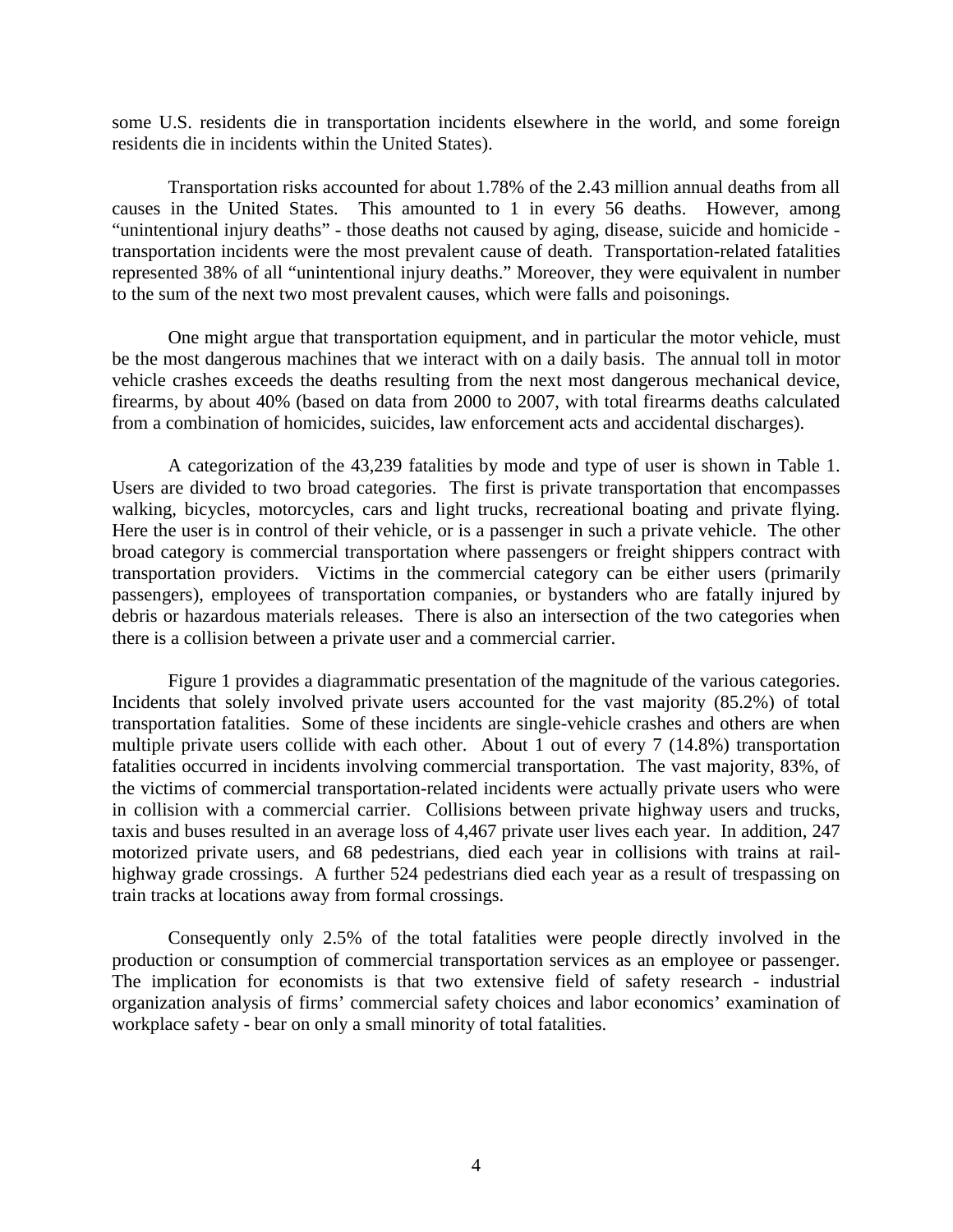some U.S. residents die in transportation incidents elsewhere in the world, and some foreign residents die in incidents within the United States).

Transportation risks accounted for about 1.78% of the 2.43 million annual deaths from all causes in the United States. This amounted to 1 in every 56 deaths. However, among "unintentional injury deaths" - those deaths not caused by aging, disease, suicide and homicide - transportation incidents were the most prevalent cause of death. Transportation-related fatalities represented 38% of all "unintentional injury deaths." Moreover, they were equivalent in number to the sum of the next two most prevalent causes, which were falls and poisonings.

One might argue that transportation equipment, and in particular the motor vehicle, must be the most dangerous machines that we interact with on a daily basis. The annual toll in motor vehicle crashes exceeds the deaths resulting from the next most dangerous mechanical device, firearms, by about 40% (based on data from 2000 to 2007, with total firearms deaths calculated from a combination of homicides, suicides, law enforcement acts and accidental discharges).

A categorization of the 43,239 fatalities by mode and type of user is shown in Table 1. Users are divided to two broad categories. The first is private transportation that encompasses walking, bicycles, motorcycles, cars and light trucks, recreational boating and private flying. Here the user is in control of their vehicle, or is a passenger in such a private vehicle. The other broad category is commercial transportation where passengers or freight shippers contract with transportation providers. Victims in the commercial category can be either users (primarily passengers), employees of transportation companies, or bystanders who are fatally injured by debris or hazardous materials releases. There is also an intersection of the two categories when there is a collision between a private user and a commercial carrier.

Figure 1 provides a diagrammatic presentation of the magnitude of the various categories. Incidents that solely involved private users accounted for the vast majority (85.2%) of total transportation fatalities. Some of these incidents are single-vehicle crashes and others are when multiple private users collide with each other. About 1 out of every 7 (14.8%) transportation fatalities occurred in incidents involving commercial transportation. The vast majority, 83%, of the victims of commercial transportation-related incidents were actually private users who were in collision with a commercial carrier. Collisions between private highway users and trucks, taxis and buses resulted in an average loss of 4,467 private user lives each year. In addition, 247 motorized private users, and 68 pedestrians, died each year in collisions with trains at rail-highway grade crossings. A further 524 pedestrians died each year as a result of trespassing on train tracks at locations away from formal crossings.

Consequently only 2.5% of the total fatalities were people directly involved in the production or consumption of commercial transportation services as an employee or passenger. The implication for economists is that two extensive field of safety research - industrial organization analysis of firms' commercial safety choices and labor economics' examination of workplace safety - bear on only a small minority of total fatalities.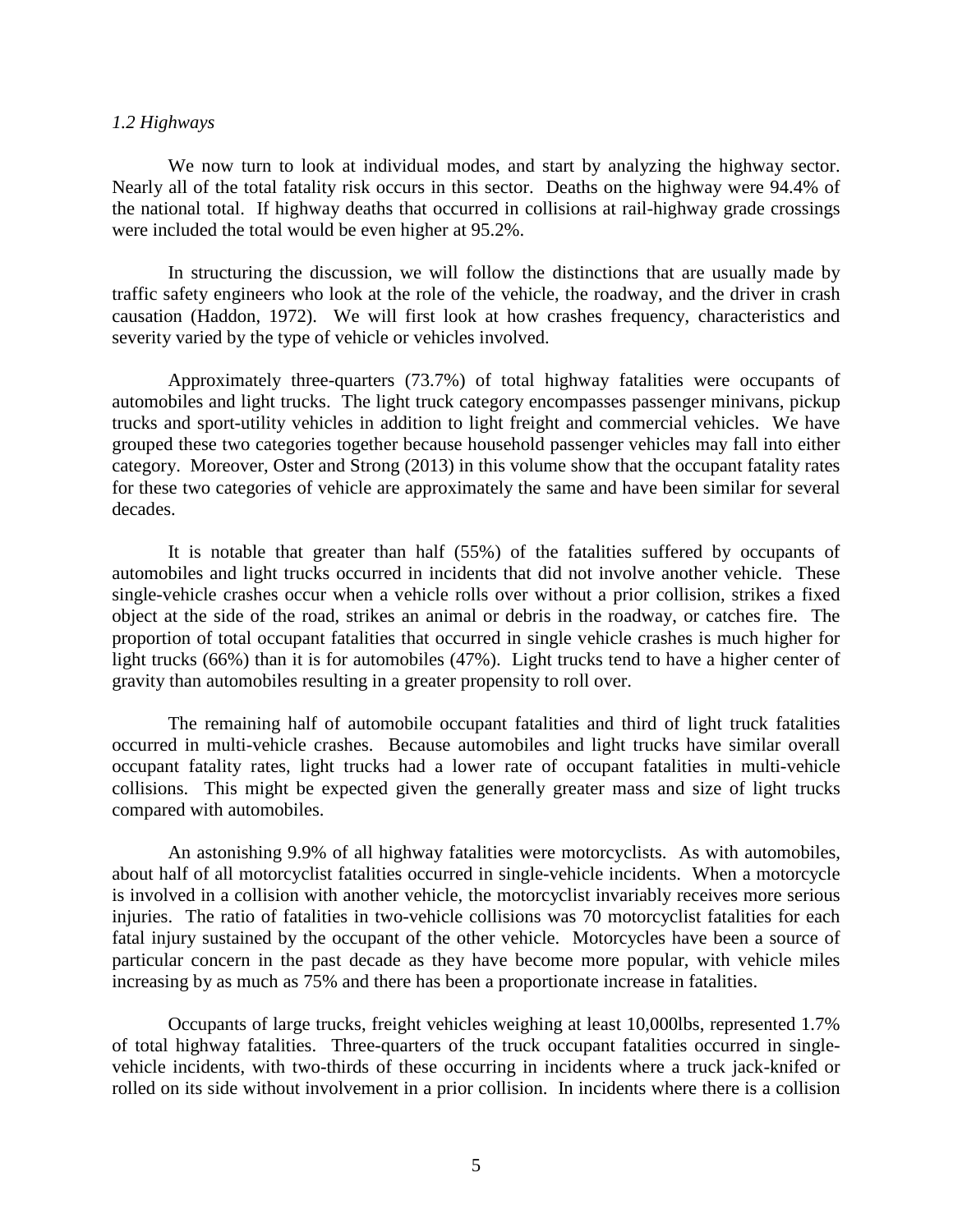*1.2 Highways*

We now turn to look at individual modes, and start by analyzing the highway sector. Nearly all of the total fatality risk occurs in this sector. Deaths on the highway were 94.4% of the national total. If highway deaths that occurred in collisions at rail-highway grade crossings were included the total would be even higher at 95.2%.

In structuring the discussion, we will follow the distinctions that are usually made by traffic safety engineers who look at the role of the vehicle, the roadway, and the driver in crash causation (Haddon, 1972). We will first look at how crashes frequency, characteristics and severity varied by the type of vehicle or vehicles involved.

Approximately three-quarters (73.7%) of total highway fatalities were occupants of automobiles and light trucks. The light truck category encompasses passenger minivans, pickup trucks and sport-utility vehicles in addition to light freight and commercial vehicles. We have grouped these two categories together because household passenger vehicles may fall into either category. Moreover, Oster and Strong (2013) in this volume show that the occupant fatality rates for these two categories of vehicle are approximately the same and have been similar for several decades.

It is notable that greater than half (55%) of the fatalities suffered by occupants of automobiles and light trucks occurred in incidents that did not involve another vehicle. These single-vehicle crashes occur when a vehicle rolls over without a prior collision, strikes a fixed object at the side of the road, strikes an animal or debris in the roadway, or catches fire. The proportion of total occupant fatalities that occurred in single vehicle crashes is much higher for light trucks (66%) than it is for automobiles (47%). Light trucks tend to have a higher center of gravity than automobiles resulting in a greater propensity to roll over.

The remaining half of automobile occupant fatalities and third of light truck fatalities occurred in multi-vehicle crashes. Because automobiles and light trucks have similar overall occupant fatality rates, light trucks had a lower rate of occupant fatalities in multi-vehicle collisions. This might be expected given the generally greater mass and size of light trucks compared with automobiles.

An astonishing 9.9% of all highway fatalities were motorcyclists. As with automobiles, about half of all motorcyclist fatalities occurred in single-vehicle incidents. When a motorcycle is involved in a collision with another vehicle, the motorcyclist invariably receives more serious injuries. The ratio of fatalities in two-vehicle collisions was 70 motorcyclist fatalities for each fatal injury sustained by the occupant of the other vehicle. Motorcycles have been a source of particular concern in the past decade as they have become more popular, with vehicle miles increasing by as much as 75% and there has been a proportionate increase in fatalities.

Occupants of large trucks, freight vehicles weighing at least 10,000lbs, represented 1.7% of total highway fatalities. Three-quarters of the truck occupant fatalities occurred in single-vehicle incidents, with two-thirds of these occurring in incidents where a truck jack-knifed or rolled on its side without involvement in a prior collision. In incidents where there is a collision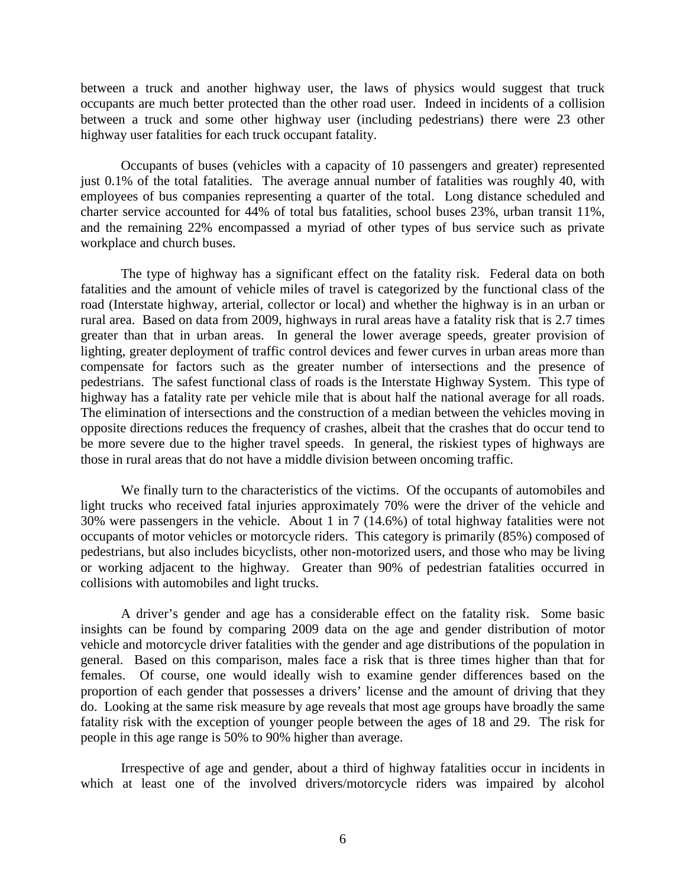between a truck and another highway user, the laws of physics would suggest that truck occupants are much better protected than the other road user. Indeed in incidents of a collision between a truck and some other highway user (including pedestrians) there were 23 other highway user fatalities for each truck occupant fatality.

Occupants of buses (vehicles with a capacity of 10 passengers and greater) represented just 0.1% of the total fatalities. The average annual number of fatalities was roughly 40, with employees of bus companies representing a quarter of the total. Long distance scheduled and charter service accounted for 44% of total bus fatalities, school buses 23%, urban transit 11%, and the remaining 22% encompassed a myriad of other types of bus service such as private workplace and church buses.

The type of highway has a significant effect on the fatality risk. Federal data on both fatalities and the amount of vehicle miles of travel is categorized by the functional class of the road (Interstate highway, arterial, collector or local) and whether the highway is in an urban or rural area. Based on data from 2009, highways in rural areas have a fatality risk that is 2.7 times greater than that in urban areas. In general the lower average speeds, greater provision of lighting, greater deployment of traffic control devices and fewer curves in urban areas more than compensate for factors such as the greater number of intersections and the presence of pedestrians. The safest functional class of roads is the Interstate Highway System. This type of highway has a fatality rate per vehicle mile that is about half the national average for all roads. The elimination of intersections and the construction of a median between the vehicles moving in opposite directions reduces the frequency of crashes, albeit that the crashes that do occur tend to be more severe due to the higher travel speeds. In general, the riskiest types of highways are those in rural areas that do not have a middle division between oncoming traffic.

We finally turn to the characteristics of the victims. Of the occupants of automobiles and light trucks who received fatal injuries approximately 70% were the driver of the vehicle and 30% were passengers in the vehicle. About 1 in 7 (14.6%) of total highway fatalities were not occupants of motor vehicles or motorcycle riders. This category is primarily (85%) composed of pedestrians, but also includes bicyclists, other non-motorized users, and those who may be living or working adjacent to the highway. Greater than 90% of pedestrian fatalities occurred in collisions with automobiles and light trucks.

A driver's gender and age has a considerable effect on the fatality risk. Some basic insights can be found by comparing 2009 data on the age and gender distribution of motor vehicle and motorcycle driver fatalities with the gender and age distributions of the population in general. Based on this comparison, males face a risk that is three times higher than that for females. Of course, one would ideally wish to examine gender differences based on the proportion of each gender that possesses a drivers' license and the amount of driving that they do. Looking at the same risk measure by age reveals that most age groups have broadly the same fatality risk with the exception of younger people between the ages of 18 and 29. The risk for people in this age range is 50% to 90% higher than average.

Irrespective of age and gender, about a third of highway fatalities occur in incidents in which at least one of the involved drivers/motorcycle riders was impaired by alcohol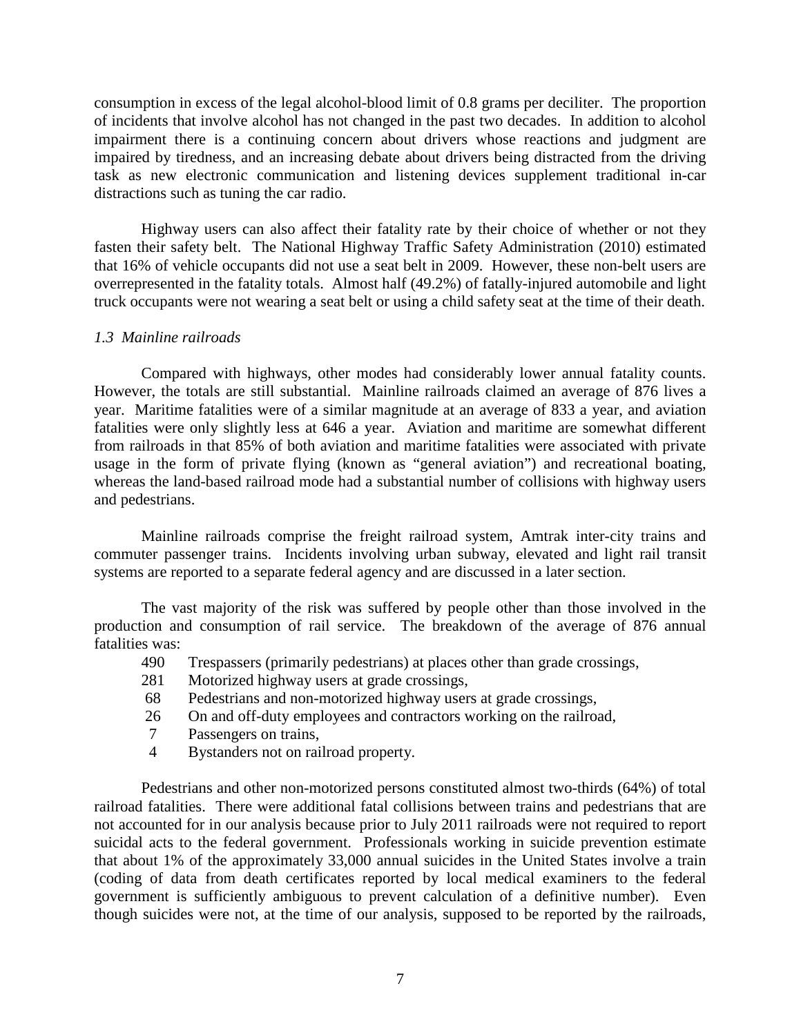consumption in excess of the legal alcohol-blood limit of 0.8 grams per deciliter. The proportion of incidents that involve alcohol has not changed in the past two decades. In addition to alcohol impairment there is a continuing concern about drivers whose reactions and judgment are impaired by tiredness, and an increasing debate about drivers being distracted from the driving task as new electronic communication and listening devices supplement traditional in-car distractions such as tuning the car radio.

Highway users can also affect their fatality rate by their choice of whether or not they fasten their safety belt. The National Highway Traffic Safety Administration (2010) estimated that 16% of vehicle occupants did not use a seat belt in 2009. However, these non-belt users are overrepresented in the fatality totals. Almost half (49.2%) of fatally-injured automobile and light truck occupants were not wearing a seat belt or using a child safety seat at the time of their death.

### *1.3 Mainline railroads*

Compared with highways, other modes had considerably lower annual fatality counts. However, the totals are still substantial. Mainline railroads claimed an average of 876 lives a year. Maritime fatalities were of a similar magnitude at an average of 833 a year, and aviation fatalities were only slightly less at 646 a year. Aviation and maritime are somewhat different from railroads in that 85% of both aviation and maritime fatalities were associated with private usage in the form of private flying (known as "general aviation") and recreational boating, whereas the land-based railroad mode had a substantial number of collisions with highway users and pedestrians.

Mainline railroads comprise the freight railroad system, Amtrak inter-city trains and commuter passenger trains. Incidents involving urban subway, elevated and light rail transit systems are reported to a separate federal agency and are discussed in a later section.

The vast majority of the risk was suffered by people other than those involved in the production and consumption of rail service. The breakdown of the average of 876 annual fatalities was:

- 490 Trespassers (primarily pedestrians) at places other than grade crossings,
- 281 Motorized highway users at grade crossings,
- 68 Pedestrians and non-motorized highway users at grade crossings,
- 26 On and off-duty employees and contractors working on the railroad,
- 7 Passengers on trains,
- 4 Bystanders not on railroad property.

Pedestrians and other non-motorized persons constituted almost two-thirds (64%) of total railroad fatalities. There were additional fatal collisions between trains and pedestrians that are not accounted for in our analysis because prior to July 2011 railroads were not required to report suicidal acts to the federal government. Professionals working in suicide prevention estimate that about 1% of the approximately 33,000 annual suicides in the United States involve a train (coding of data from death certificates reported by local medical examiners to the federal government is sufficiently ambiguous to prevent calculation of a definitive number). Even though suicides were not, at the time of our analysis, supposed to be reported by the railroads,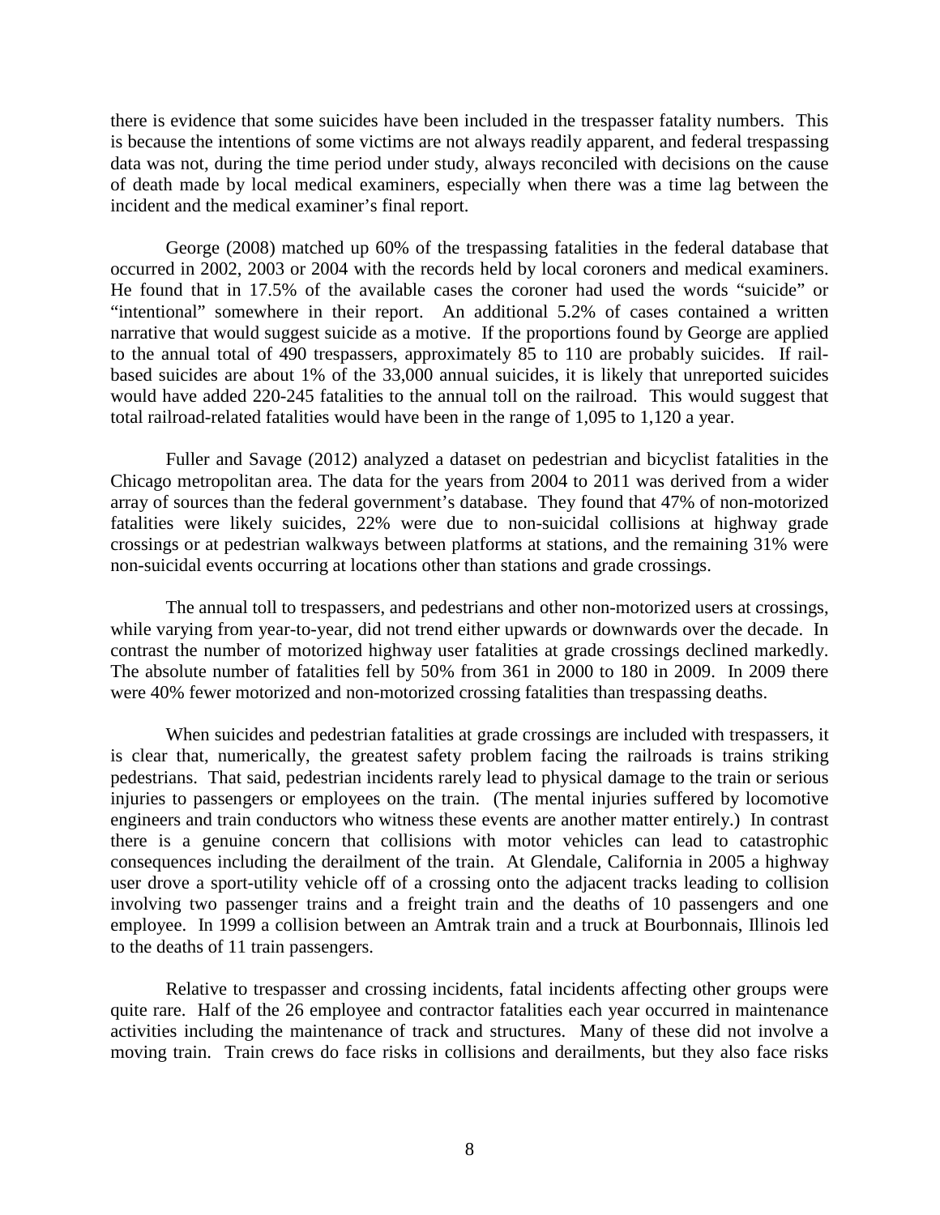there is evidence that some suicides have been included in the trespasser fatality numbers. This is because the intentions of some victims are not always readily apparent, and federal trespassing data was not, during the time period under study, always reconciled with decisions on the cause of death made by local medical examiners, especially when there was a time lag between the incident and the medical examiner's final report.

George (2008) matched up 60% of the trespassing fatalities in the federal database that occurred in 2002, 2003 or 2004 with the records held by local coroners and medical examiners. He found that in 17.5% of the available cases the coroner had used the words "suicide" or "intentional" somewhere in their report. An additional 5.2% of cases contained a written narrative that would suggest suicide as a motive. If the proportions found by George are applied to the annual total of 490 trespassers, approximately 85 to 110 are probably suicides. If rail-based suicides are about 1% of the 33,000 annual suicides, it is likely that unreported suicides would have added 220-245 fatalities to the annual toll on the railroad. This would suggest that total railroad-related fatalities would have been in the range of 1,095 to 1,120 a year.

Fuller and Savage (2012) analyzed a dataset on pedestrian and bicyclist fatalities in the Chicago metropolitan area. The data for the years from 2004 to 2011 was derived from a wider array of sources than the federal government's database. They found that 47% of non-motorized fatalities were likely suicides, 22% were due to non-suicidal collisions at highway grade crossings or at pedestrian walkways between platforms at stations, and the remaining 31% were non-suicidal events occurring at locations other than stations and grade crossings.

The annual toll to trespassers, and pedestrians and other non-motorized users at crossings, while varying from year-to-year, did not trend either upwards or downwards over the decade. In contrast the number of motorized highway user fatalities at grade crossings declined markedly. The absolute number of fatalities fell by 50% from 361 in 2000 to 180 in 2009. In 2009 there were 40% fewer motorized and non-motorized crossing fatalities than trespassing deaths.

When suicides and pedestrian fatalities at grade crossings are included with trespassers, it is clear that, numerically, the greatest safety problem facing the railroads is trains striking pedestrians. That said, pedestrian incidents rarely lead to physical damage to the train or serious injuries to passengers or employees on the train. (The mental injuries suffered by locomotive engineers and train conductors who witness these events are another matter entirely.) In contrast there is a genuine concern that collisions with motor vehicles can lead to catastrophic consequences including the derailment of the train. At Glendale, California in 2005 a highway user drove a sport-utility vehicle off of a crossing onto the adjacent tracks leading to collision involving two passenger trains and a freight train and the deaths of 10 passengers and one employee. In 1999 a collision between an Amtrak train and a truck at Bourbonnais, Illinois led to the deaths of 11 train passengers.

Relative to trespasser and crossing incidents, fatal incidents affecting other groups were quite rare. Half of the 26 employee and contractor fatalities each year occurred in maintenance activities including the maintenance of track and structures. Many of these did not involve a moving train. Train crews do face risks in collisions and derailments, but they also face risks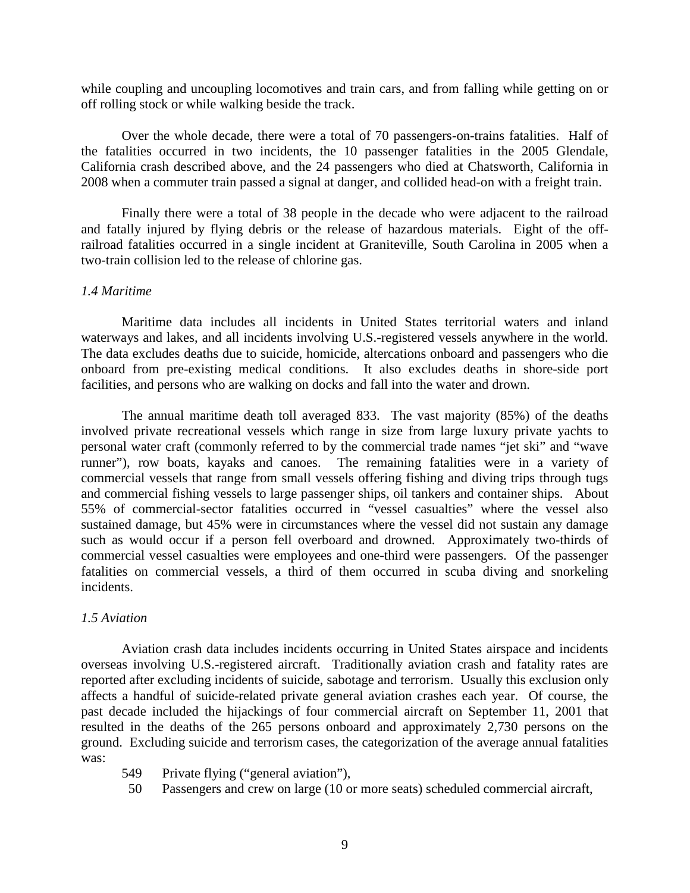while coupling and uncoupling locomotives and train cars, and from falling while getting on or off rolling stock or while walking beside the track.

Over the whole decade, there were a total of 70 passengers-on-trains fatalities. Half of the fatalities occurred in two incidents, the 10 passenger fatalities in the 2005 Glendale, California crash described above, and the 24 passengers who died at Chatsworth, California in 2008 when a commuter train passed a signal at danger, and collided head-on with a freight train.

Finally there were a total of 38 people in the decade who were adjacent to the railroad and fatally injured by flying debris or the release of hazardous materials. Eight of the off-railroad fatalities occurred in a single incident at Graniteville, South Carolina in 2005 when a two-train collision led to the release of chlorine gas.

*1.4 Maritime*

Maritime data includes all incidents in United States territorial waters and inland waterways and lakes, and all incidents involving U.S.-registered vessels anywhere in the world. The data excludes deaths due to suicide, homicide, altercations onboard and passengers who die onboard from pre-existing medical conditions. It also excludes deaths in shore-side port facilities, and persons who are walking on docks and fall into the water and drown.

The annual maritime death toll averaged 833. The vast majority (85%) of the deaths involved private recreational vessels which range in size from large luxury private yachts to personal water craft (commonly referred to by the commercial trade names "jet ski" and "wave runner"), row boats, kayaks and canoes. The remaining fatalities were in a variety of commercial vessels that range from small vessels offering fishing and diving trips through tugs and commercial fishing vessels to large passenger ships, oil tankers and container ships. About 55% of commercial-sector fatalities occurred in "vessel casualties" where the vessel also sustained damage, but 45% were in circumstances where the vessel did not sustain any damage such as would occur if a person fell overboard and drowned. Approximately two-thirds of commercial vessel casualties were employees and one-third were passengers. Of the passenger fatalities on commercial vessels, a third of them occurred in scuba diving and snorkeling incidents.

*1.5 Aviation*

Aviation crash data includes incidents occurring in United States airspace and incidents overseas involving U.S.-registered aircraft. Traditionally aviation crash and fatality rates are reported after excluding incidents of suicide, sabotage and terrorism. Usually this exclusion only affects a handful of suicide-related private general aviation crashes each year. Of course, the past decade included the hijackings of four commercial aircraft on September 11, 2001 that resulted in the deaths of the 265 persons onboard and approximately 2,730 persons on the ground. Excluding suicide and terrorism cases, the categorization of the average annual fatalities was:

- 549 Private flying ("general aviation"),
- 50 Passengers and crew on large (10 or more seats) scheduled commercial aircraft,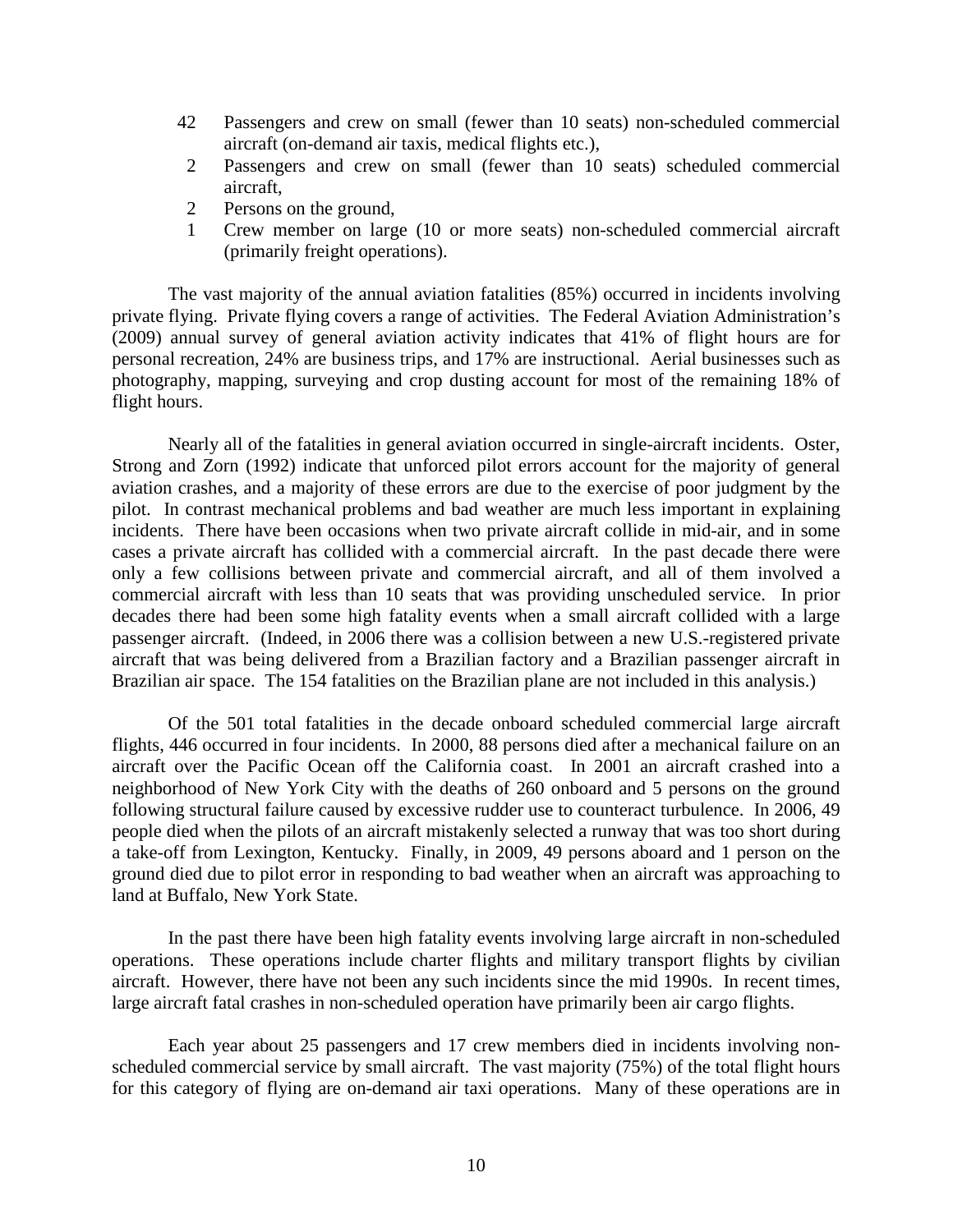- 42 Passengers and crew on small (fewer than 10 seats) non-scheduled commercial aircraft (on-demand air taxis, medical flights etc.),
- 2 Passengers and crew on small (fewer than 10 seats) scheduled commercial aircraft,
- 2 Persons on the ground,
- 1 Crew member on large (10 or more seats) non-scheduled commercial aircraft (primarily freight operations).

The vast majority of the annual aviation fatalities (85%) occurred in incidents involving private flying. Private flying covers a range of activities. The Federal Aviation Administration's (2009) annual survey of general aviation activity indicates that 41% of flight hours are for personal recreation, 24% are business trips, and 17% are instructional. Aerial businesses such as photography, mapping, surveying and crop dusting account for most of the remaining 18% of flight hours.

Nearly all of the fatalities in general aviation occurred in single-aircraft incidents. Oster, Strong and Zorn (1992) indicate that unforced pilot errors account for the majority of general aviation crashes, and a majority of these errors are due to the exercise of poor judgment by the pilot. In contrast mechanical problems and bad weather are much less important in explaining incidents. There have been occasions when two private aircraft collide in mid-air, and in some cases a private aircraft has collided with a commercial aircraft. In the past decade there were only a few collisions between private and commercial aircraft, and all of them involved a commercial aircraft with less than 10 seats that was providing unscheduled service. In prior decades there had been some high fatality events when a small aircraft collided with a large passenger aircraft. (Indeed, in 2006 there was a collision between a new U.S.-registered private aircraft that was being delivered from a Brazilian factory and a Brazilian passenger aircraft in Brazilian air space. The 154 fatalities on the Brazilian plane are not included in this analysis.)

Of the 501 total fatalities in the decade onboard scheduled commercial large aircraft flights, 446 occurred in four incidents. In 2000, 88 persons died after a mechanical failure on an aircraft over the Pacific Ocean off the California coast. In 2001 an aircraft crashed into a neighborhood of New York City with the deaths of 260 onboard and 5 persons on the ground following structural failure caused by excessive rudder use to counteract turbulence. In 2006, 49 people died when the pilots of an aircraft mistakenly selected a runway that was too short during a take-off from Lexington, Kentucky. Finally, in 2009, 49 persons aboard and 1 person on the ground died due to pilot error in responding to bad weather when an aircraft was approaching to land at Buffalo, New York State.

In the past there have been high fatality events involving large aircraft in non-scheduled operations. These operations include charter flights and military transport flights by civilian aircraft. However, there have not been any such incidents since the mid 1990s. In recent times, large aircraft fatal crashes in non-scheduled operation have primarily been air cargo flights.

Each year about 25 passengers and 17 crew members died in incidents involving non-scheduled commercial service by small aircraft. The vast majority (75%) of the total flight hours for this category of flying are on-demand air taxi operations. Many of these operations are in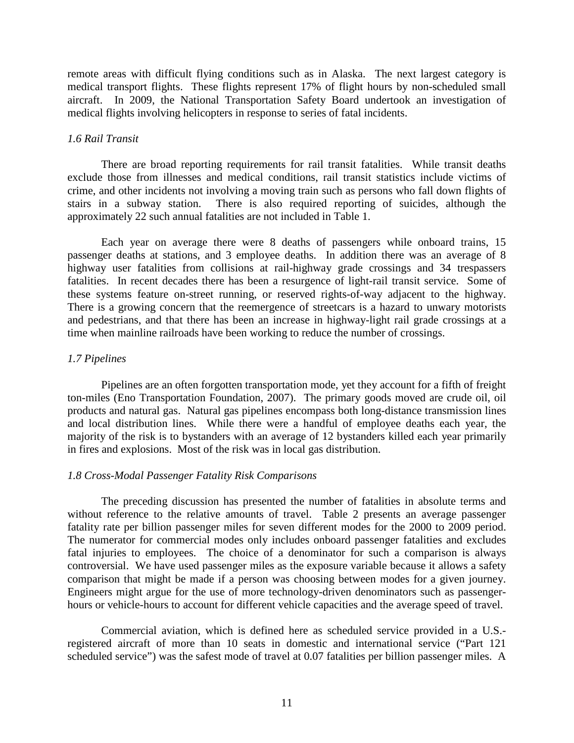remote areas with difficult flying conditions such as in Alaska. The next largest category is medical transport flights. These flights represent 17% of flight hours by non-scheduled small aircraft. In 2009, the National Transportation Safety Board undertook an investigation of medical flights involving helicopters in response to series of fatal incidents.

### *1.6 Rail Transit*

There are broad reporting requirements for rail transit fatalities. While transit deaths exclude those from illnesses and medical conditions, rail transit statistics include victims of crime, and other incidents not involving a moving train such as persons who fall down flights of stairs in a subway station. There is also required reporting of suicides, although the approximately 22 such annual fatalities are not included in Table 1.

Each year on average there were 8 deaths of passengers while onboard trains, 15 passenger deaths at stations, and 3 employee deaths. In addition there was an average of 8 highway user fatalities from collisions at rail-highway grade crossings and 34 trespassers fatalities. In recent decades there has been a resurgence of light-rail transit service. Some of these systems feature on-street running, or reserved rights-of-way adjacent to the highway. There is a growing concern that the reemergence of streetcars is a hazard to unwary motorists and pedestrians, and that there has been an increase in highway-light rail grade crossings at a time when mainline railroads have been working to reduce the number of crossings.

### *1.7 Pipelines*

Pipelines are an often forgotten transportation mode, yet they account for a fifth of freight ton-miles (Eno Transportation Foundation, 2007). The primary goods moved are crude oil, oil products and natural gas. Natural gas pipelines encompass both long-distance transmission lines and local distribution lines. While there were a handful of employee deaths each year, the majority of the risk is to bystanders with an average of 12 bystanders killed each year primarily in fires and explosions. Most of the risk was in local gas distribution.

### *1.8 Cross-Modal Passenger Fatality Risk Comparisons*

The preceding discussion has presented the number of fatalities in absolute terms and without reference to the relative amounts of travel. Table 2 presents an average passenger fatality rate per billion passenger miles for seven different modes for the 2000 to 2009 period. The numerator for commercial modes only includes onboard passenger fatalities and excludes fatal injuries to employees. The choice of a denominator for such a comparison is always controversial. We have used passenger miles as the exposure variable because it allows a safety comparison that might be made if a person was choosing between modes for a given journey. Engineers might argue for the use of more technology-driven denominators such as passenger-hours or vehicle-hours to account for different vehicle capacities and the average speed of travel.

Commercial aviation, which is defined here as scheduled service provided in a U.S.-registered aircraft of more than 10 seats in domestic and international service ("Part 121 scheduled service") was the safest mode of travel at 0.07 fatalities per billion passenger miles. A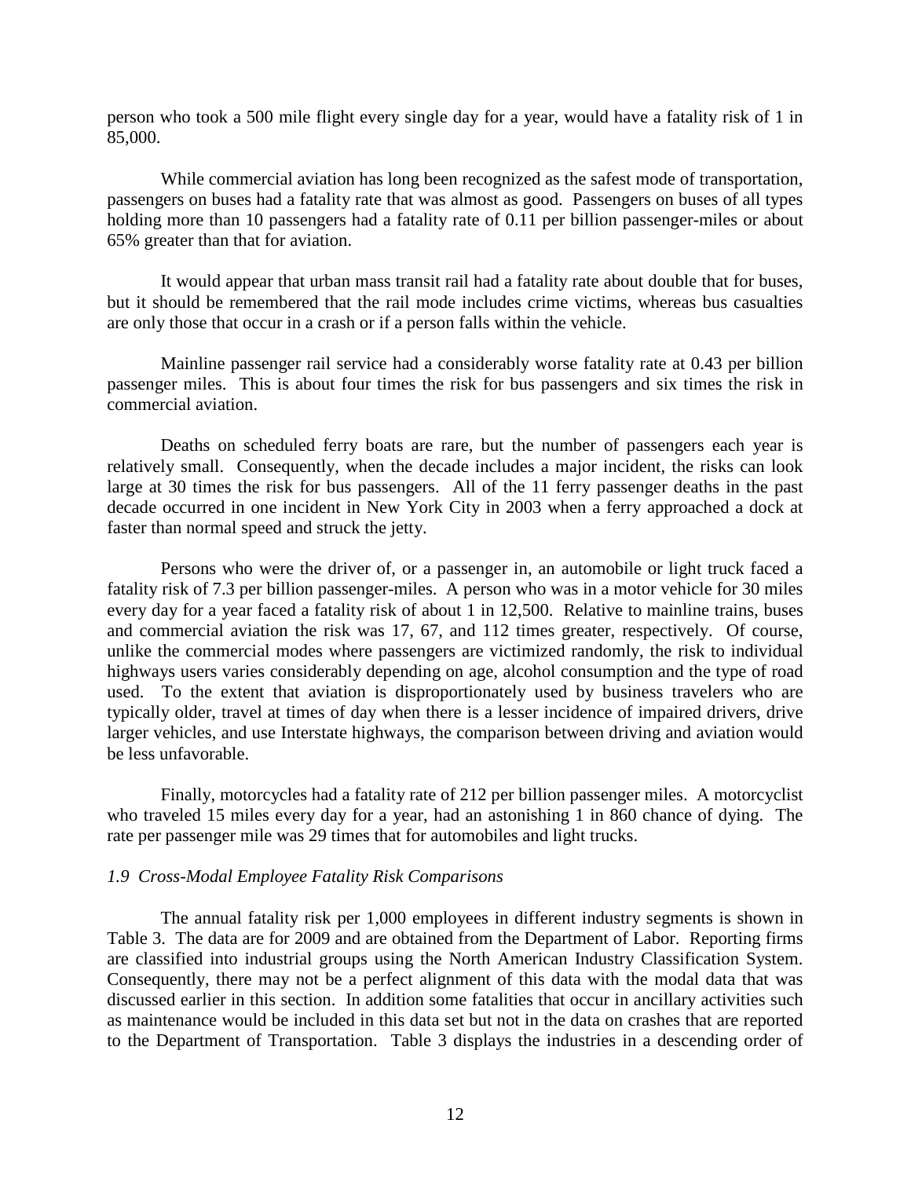person who took a 500 mile flight every single day for a year, would have a fatality risk of 1 in 85,000.

While commercial aviation has long been recognized as the safest mode of transportation, passengers on buses had a fatality rate that was almost as good. Passengers on buses of all types holding more than 10 passengers had a fatality rate of 0.11 per billion passenger-miles or about 65% greater than that for aviation.

It would appear that urban mass transit rail had a fatality rate about double that for buses, but it should be remembered that the rail mode includes crime victims, whereas bus casualties are only those that occur in a crash or if a person falls within the vehicle.

Mainline passenger rail service had a considerably worse fatality rate at 0.43 per billion passenger miles. This is about four times the risk for bus passengers and six times the risk in commercial aviation.

Deaths on scheduled ferry boats are rare, but the number of passengers each year is relatively small. Consequently, when the decade includes a major incident, the risks can look large at 30 times the risk for bus passengers. All of the 11 ferry passenger deaths in the past decade occurred in one incident in New York City in 2003 when a ferry approached a dock at faster than normal speed and struck the jetty.

Persons who were the driver of, or a passenger in, an automobile or light truck faced a fatality risk of 7.3 per billion passenger-miles. A person who was in a motor vehicle for 30 miles every day for a year faced a fatality risk of about 1 in 12,500. Relative to mainline trains, buses and commercial aviation the risk was 17, 67, and 112 times greater, respectively. Of course, unlike the commercial modes where passengers are victimized randomly, the risk to individual highways users varies considerably depending on age, alcohol consumption and the type of road used. To the extent that aviation is disproportionately used by business travelers who are typically older, travel at times of day when there is a lesser incidence of impaired drivers, drive larger vehicles, and use Interstate highways, the comparison between driving and aviation would be less unfavorable.

Finally, motorcycles had a fatality rate of 212 per billion passenger miles. A motorcyclist who traveled 15 miles every day for a year, had an astonishing 1 in 860 chance of dying. The rate per passenger mile was 29 times that for automobiles and light trucks.

### *1.9 Cross-Modal Employee Fatality Risk Comparisons*

The annual fatality risk per 1,000 employees in different industry segments is shown in Table 3. The data are for 2009 and are obtained from the Department of Labor. Reporting firms are classified into industrial groups using the North American Industry Classification System. Consequently, there may not be a perfect alignment of this data with the modal data that was discussed earlier in this section. In addition some fatalities that occur in ancillary activities such as maintenance would be included in this data set but not in the data on crashes that are reported to the Department of Transportation. Table 3 displays the industries in a descending order of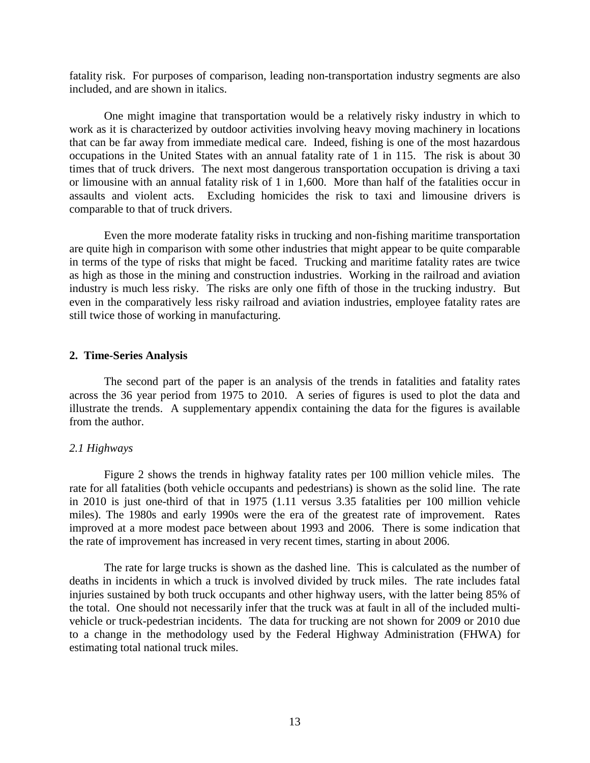fatality risk. For purposes of comparison, leading non-transportation industry segments are also included, and are shown in italics.

One might imagine that transportation would be a relatively risky industry in which to work as it is characterized by outdoor activities involving heavy moving machinery in locations that can be far away from immediate medical care. Indeed, fishing is one of the most hazardous occupations in the United States with an annual fatality rate of 1 in 115. The risk is about 30 times that of truck drivers. The next most dangerous transportation occupation is driving a taxi or limousine with an annual fatality risk of 1 in 1,600. More than half of the fatalities occur in assaults and violent acts. Excluding homicides the risk to taxi and limousine drivers is comparable to that of truck drivers.

Even the more moderate fatality risks in trucking and non-fishing maritime transportation are quite high in comparison with some other industries that might appear to be quite comparable in terms of the type of risks that might be faced. Trucking and maritime fatality rates are twice as high as those in the mining and construction industries. Working in the railroad and aviation industry is much less risky. The risks are only one fifth of those in the trucking industry. But even in the comparatively less risky railroad and aviation industries, employee fatality rates are still twice those of working in manufacturing.

## 2. Time-Series Analysis

The second part of the paper is an analysis of the trends in fatalities and fatality rates across the 36 year period from 1975 to 2010. A series of figures is used to plot the data and illustrate the trends. A supplementary appendix containing the data for the figures is available from the author.

### *2.1 Highways*

Figure 2 shows the trends in highway fatality rates per 100 million vehicle miles. The rate for all fatalities (both vehicle occupants and pedestrians) is shown as the solid line. The rate in 2010 is just one-third of that in 1975 (1.11 versus 3.35 fatalities per 100 million vehicle miles). The 1980s and early 1990s were the era of the greatest rate of improvement. Rates improved at a more modest pace between about 1993 and 2006. There is some indication that the rate of improvement has increased in very recent times, starting in about 2006.

The rate for large trucks is shown as the dashed line. This is calculated as the number of deaths in incidents in which a truck is involved divided by truck miles. The rate includes fatal injuries sustained by both truck occupants and other highway users, with the latter being 85% of the total. One should not necessarily infer that the truck was at fault in all of the included multi-vehicle or truck-pedestrian incidents. The data for trucking are not shown for 2009 or 2010 due to a change in the methodology used by the Federal Highway Administration (FHWA) for estimating total national truck miles.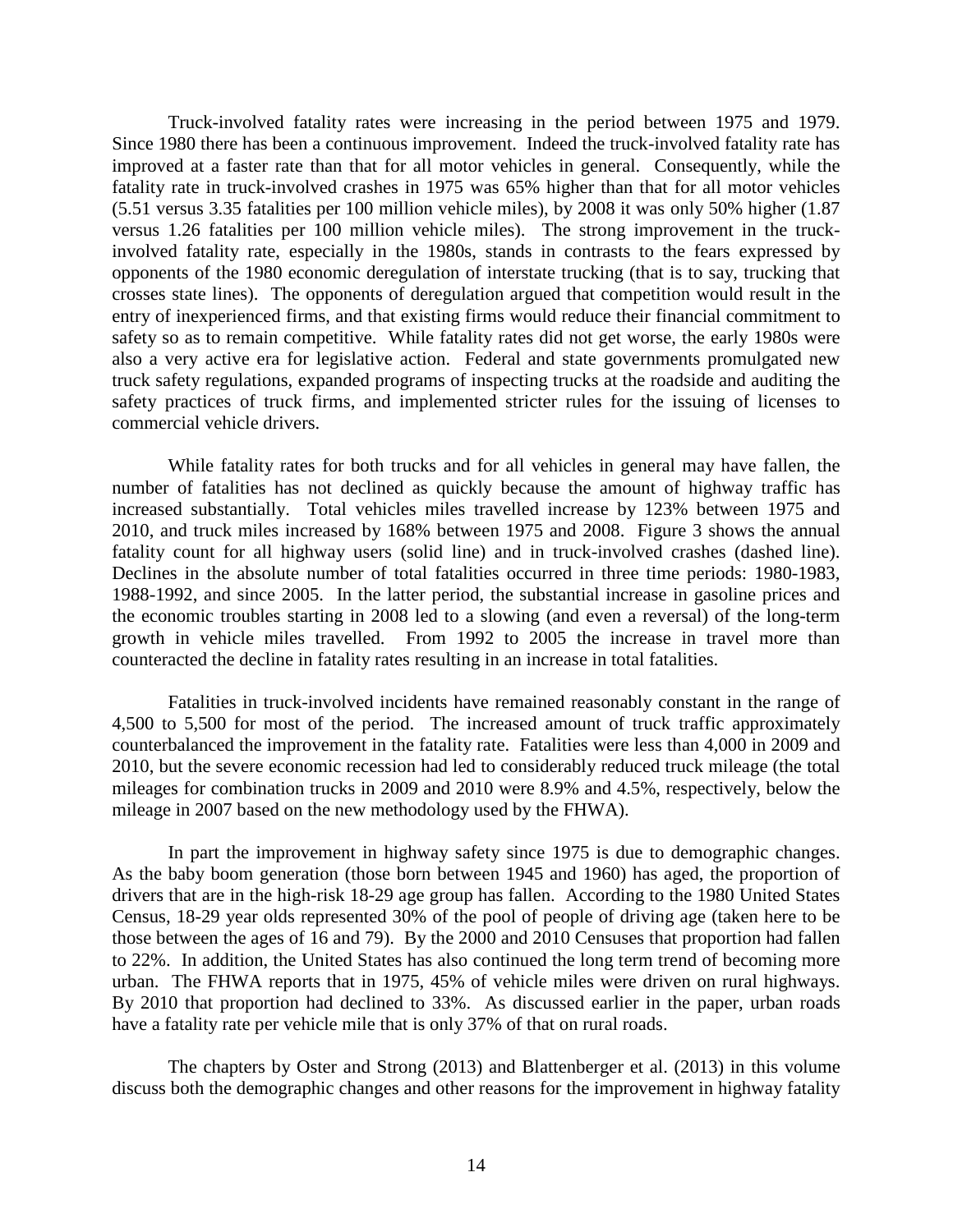Truck-involved fatality rates were increasing in the period between 1975 and 1979. Since 1980 there has been a continuous improvement. Indeed the truck-involved fatality rate has improved at a faster rate than that for all motor vehicles in general. Consequently, while the fatality rate in truck-involved crashes in 1975 was 65% higher than that for all motor vehicles (5.51 versus 3.35 fatalities per 100 million vehicle miles), by 2008 it was only 50% higher (1.87 versus 1.26 fatalities per 100 million vehicle miles). The strong improvement in the truck-involved fatality rate, especially in the 1980s, stands in contrasts to the fears expressed by opponents of the 1980 economic deregulation of interstate trucking (that is to say, trucking that crosses state lines). The opponents of deregulation argued that competition would result in the entry of inexperienced firms, and that existing firms would reduce their financial commitment to safety so as to remain competitive. While fatality rates did not get worse, the early 1980s were also a very active era for legislative action. Federal and state governments promulgated new truck safety regulations, expanded programs of inspecting trucks at the roadside and auditing the safety practices of truck firms, and implemented stricter rules for the issuing of licenses to commercial vehicle drivers.

While fatality rates for both trucks and for all vehicles in general may have fallen, the number of fatalities has not declined as quickly because the amount of highway traffic has increased substantially. Total vehicles miles travelled increase by 123% between 1975 and 2010, and truck miles increased by 168% between 1975 and 2008. Figure 3 shows the annual fatality count for all highway users (solid line) and in truck-involved crashes (dashed line). Declines in the absolute number of total fatalities occurred in three time periods: 1980-1983, 1988-1992, and since 2005. In the latter period, the substantial increase in gasoline prices and the economic troubles starting in 2008 led to a slowing (and even a reversal) of the long-term growth in vehicle miles travelled. From 1992 to 2005 the increase in travel more than counteracted the decline in fatality rates resulting in an increase in total fatalities.

Fatalities in truck-involved incidents have remained reasonably constant in the range of 4,500 to 5,500 for most of the period. The increased amount of truck traffic approximately counterbalanced the improvement in the fatality rate. Fatalities were less than 4,000 in 2009 and 2010, but the severe economic recession had led to considerably reduced truck mileage (the total mileages for combination trucks in 2009 and 2010 were 8.9% and 4.5%, respectively, below the mileage in 2007 based on the new methodology used by the FHWA).

In part the improvement in highway safety since 1975 is due to demographic changes. As the baby boom generation (those born between 1945 and 1960) has aged, the proportion of drivers that are in the high-risk 18-29 age group has fallen. According to the 1980 United States Census, 18-29 year olds represented 30% of the pool of people of driving age (taken here to be those between the ages of 16 and 79). By the 2000 and 2010 Censuses that proportion had fallen to 22%. In addition, the United States has also continued the long term trend of becoming more urban. The FHWA reports that in 1975, 45% of vehicle miles were driven on rural highways. By 2010 that proportion had declined to 33%. As discussed earlier in the paper, urban roads have a fatality rate per vehicle mile that is only 37% of that on rural roads.

The chapters by Oster and Strong (2013) and Blattenberger et al. (2013) in this volume discuss both the demographic changes and other reasons for the improvement in highway fatality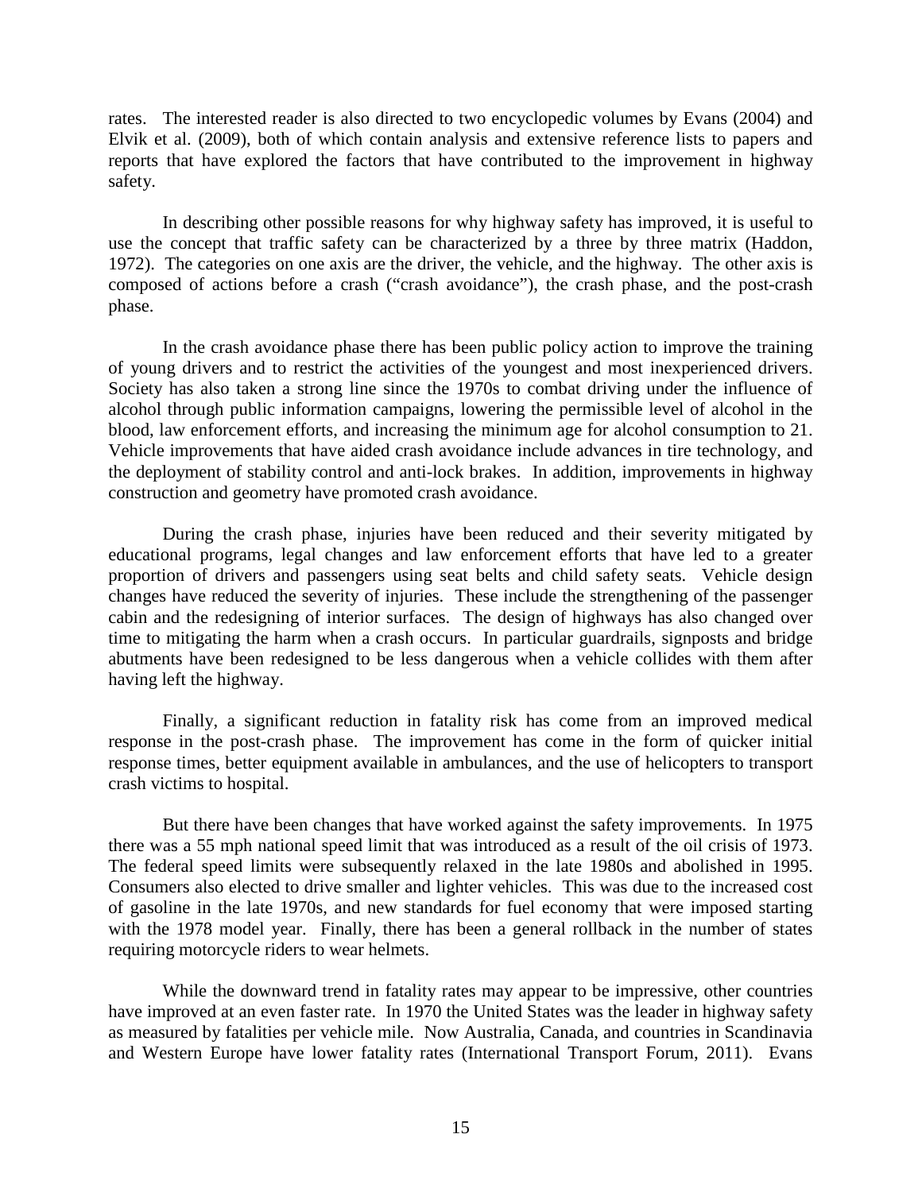rates. The interested reader is also directed to two encyclopedic volumes by Evans (2004) and Elvik et al. (2009), both of which contain analysis and extensive reference lists to papers and reports that have explored the factors that have contributed to the improvement in highway safety.

In describing other possible reasons for why highway safety has improved, it is useful to use the concept that traffic safety can be characterized by a three by three matrix (Haddon, 1972). The categories on one axis are the driver, the vehicle, and the highway. The other axis is composed of actions before a crash ("crash avoidance"), the crash phase, and the post-crash phase.

In the crash avoidance phase there has been public policy action to improve the training of young drivers and to restrict the activities of the youngest and most inexperienced drivers. Society has also taken a strong line since the 1970s to combat driving under the influence of alcohol through public information campaigns, lowering the permissible level of alcohol in the blood, law enforcement efforts, and increasing the minimum age for alcohol consumption to 21. Vehicle improvements that have aided crash avoidance include advances in tire technology, and the deployment of stability control and anti-lock brakes. In addition, improvements in highway construction and geometry have promoted crash avoidance.

During the crash phase, injuries have been reduced and their severity mitigated by educational programs, legal changes and law enforcement efforts that have led to a greater proportion of drivers and passengers using seat belts and child safety seats. Vehicle design changes have reduced the severity of injuries. These include the strengthening of the passenger cabin and the redesigning of interior surfaces. The design of highways has also changed over time to mitigating the harm when a crash occurs. In particular guardrails, signposts and bridge abutments have been redesigned to be less dangerous when a vehicle collides with them after having left the highway.

Finally, a significant reduction in fatality risk has come from an improved medical response in the post-crash phase. The improvement has come in the form of quicker initial response times, better equipment available in ambulances, and the use of helicopters to transport crash victims to hospital.

But there have been changes that have worked against the safety improvements. In 1975 there was a 55 mph national speed limit that was introduced as a result of the oil crisis of 1973. The federal speed limits were subsequently relaxed in the late 1980s and abolished in 1995. Consumers also elected to drive smaller and lighter vehicles. This was due to the increased cost of gasoline in the late 1970s, and new standards for fuel economy that were imposed starting with the 1978 model year. Finally, there has been a general rollback in the number of states requiring motorcycle riders to wear helmets.

While the downward trend in fatality rates may appear to be impressive, other countries have improved at an even faster rate. In 1970 the United States was the leader in highway safety as measured by fatalities per vehicle mile. Now Australia, Canada, and countries in Scandinavia and Western Europe have lower fatality rates (International Transport Forum, 2011). Evans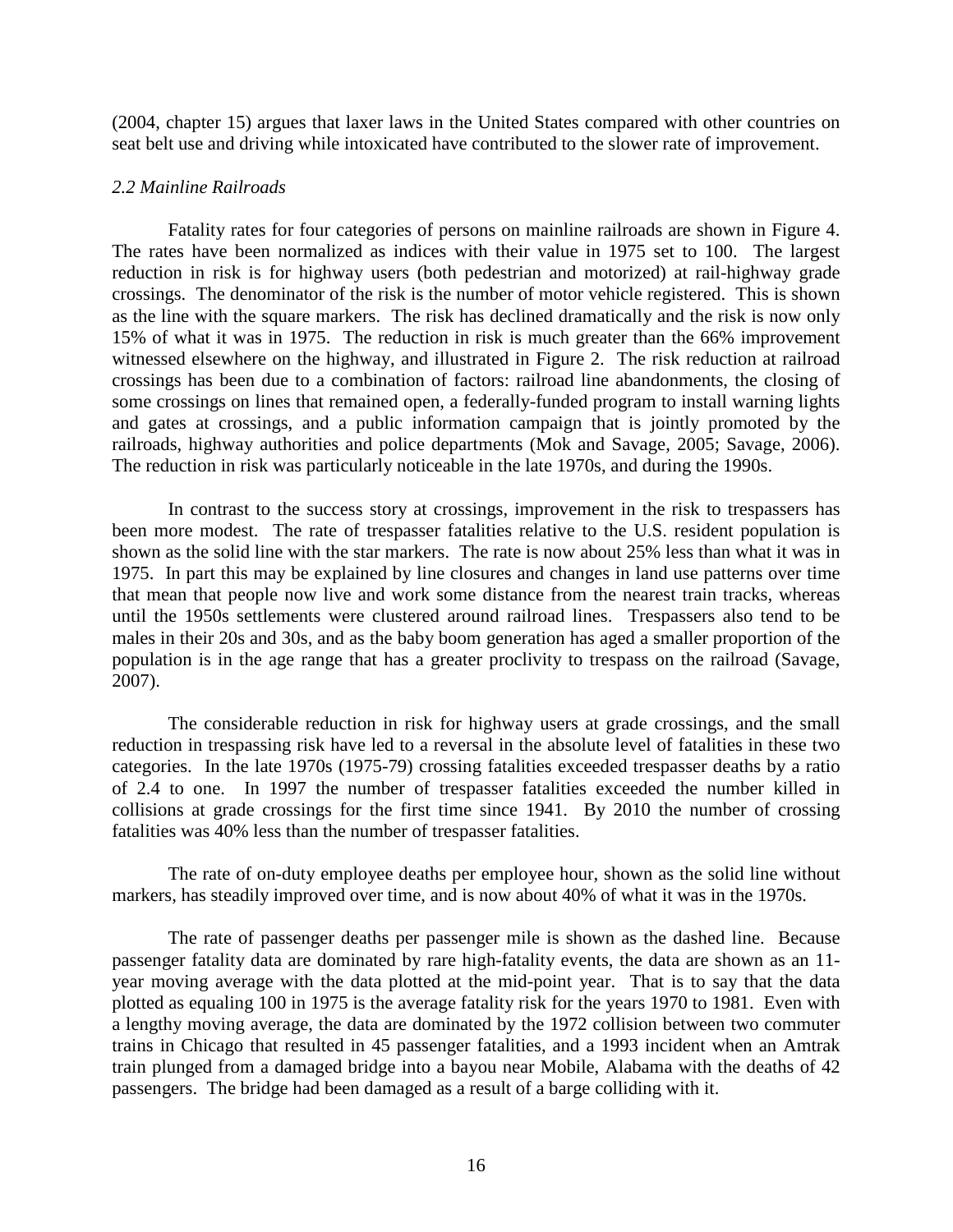(2004, chapter 15) argues that laxer laws in the United States compared with other countries on seat belt use and driving while intoxicated have contributed to the slower rate of improvement.

### *2.2 Mainline Railroads*

Fatality rates for four categories of persons on mainline railroads are shown in Figure 4. The rates have been normalized as indices with their value in 1975 set to 100. The largest reduction in risk is for highway users (both pedestrian and motorized) at rail-highway grade crossings. The denominator of the risk is the number of motor vehicle registered. This is shown as the line with the square markers. The risk has declined dramatically and the risk is now only 15% of what it was in 1975. The reduction in risk is much greater than the 66% improvement witnessed elsewhere on the highway, and illustrated in Figure 2. The risk reduction at railroad crossings has been due to a combination of factors: railroad line abandonments, the closing of some crossings on lines that remained open, a federally-funded program to install warning lights and gates at crossings, and a public information campaign that is jointly promoted by the railroads, highway authorities and police departments (Mok and Savage, 2005; Savage, 2006). The reduction in risk was particularly noticeable in the late 1970s, and during the 1990s.

In contrast to the success story at crossings, improvement in the risk to trespassers has been more modest. The rate of trespasser fatalities relative to the U.S. resident population is shown as the solid line with the star markers. The rate is now about 25% less than what it was in 1975. In part this may be explained by line closures and changes in land use patterns over time that mean that people now live and work some distance from the nearest train tracks, whereas until the 1950s settlements were clustered around railroad lines. Trespassers also tend to be males in their 20s and 30s, and as the baby boom generation has aged a smaller proportion of the population is in the age range that has a greater proclivity to trespass on the railroad (Savage, 2007).

The considerable reduction in risk for highway users at grade crossings, and the small reduction in trespassing risk have led to a reversal in the absolute level of fatalities in these two categories. In the late 1970s (1975-79) crossing fatalities exceeded trespasser deaths by a ratio of 2.4 to one. In 1997 the number of trespasser fatalities exceeded the number killed in collisions at grade crossings for the first time since 1941. By 2010 the number of crossing fatalities was 40% less than the number of trespasser fatalities.

The rate of on-duty employee deaths per employee hour, shown as the solid line without markers, has steadily improved over time, and is now about 40% of what it was in the 1970s.

The rate of passenger deaths per passenger mile is shown as the dashed line. Because passenger fatality data are dominated by rare high-fatality events, the data are shown as an 11-year moving average with the data plotted at the mid-point year. That is to say that the data plotted as equaling 100 in 1975 is the average fatality risk for the years 1970 to 1981. Even with a lengthy moving average, the data are dominated by the 1972 collision between two commuter trains in Chicago that resulted in 45 passenger fatalities, and a 1993 incident when an Amtrak train plunged from a damaged bridge into a bayou near Mobile, Alabama with the deaths of 42 passengers. The bridge had been damaged as a result of a barge colliding with it.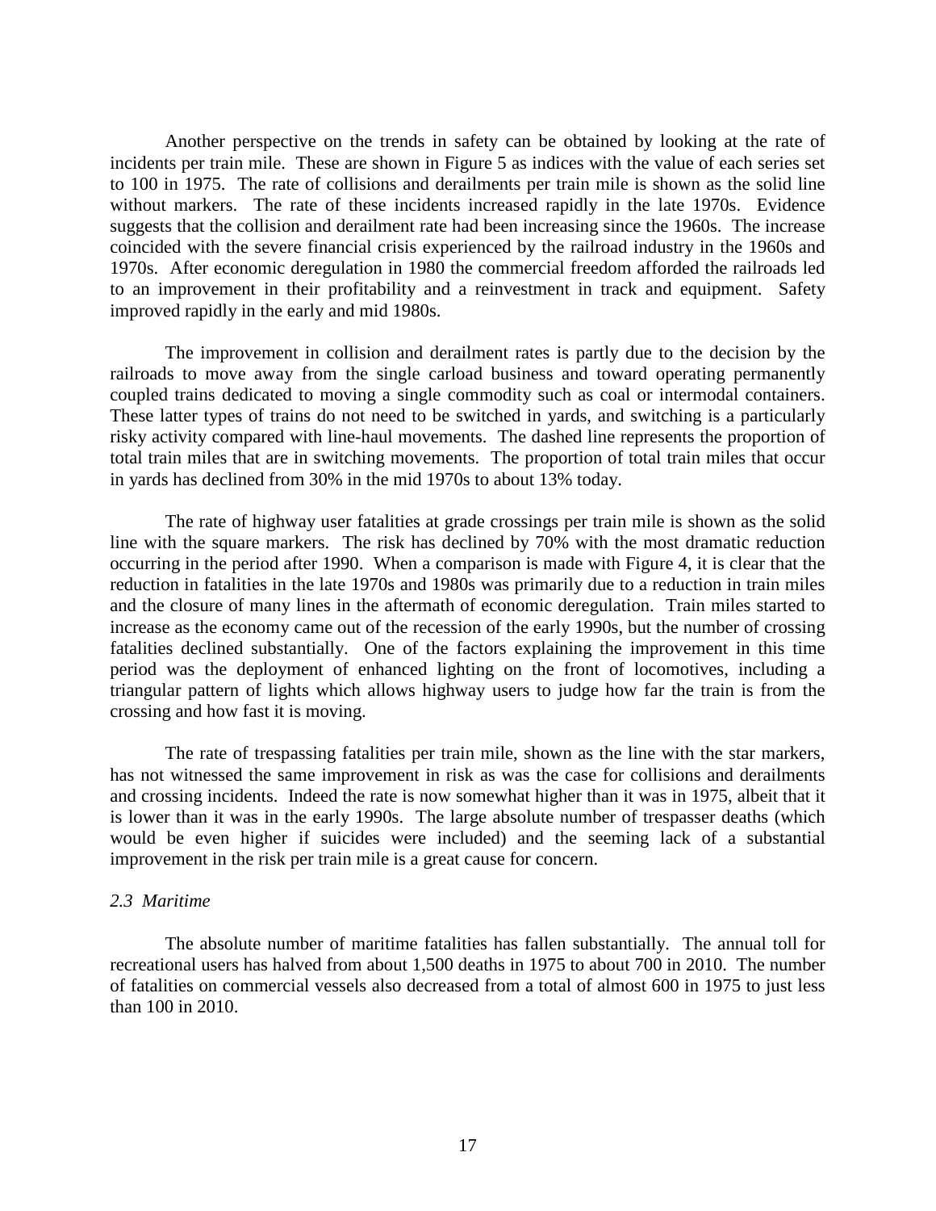Another perspective on the trends in safety can be obtained by looking at the rate of incidents per train mile. These are shown in Figure 5 as indices with the value of each series set to 100 in 1975. The rate of collisions and derailments per train mile is shown as the solid line without markers. The rate of these incidents increased rapidly in the late 1970s. Evidence suggests that the collision and derailment rate had been increasing since the 1960s. The increase coincided with the severe financial crisis experienced by the railroad industry in the 1960s and 1970s. After economic deregulation in 1980 the commercial freedom afforded the railroads led to an improvement in their profitability and a reinvestment in track and equipment. Safety improved rapidly in the early and mid 1980s.

The improvement in collision and derailment rates is partly due to the decision by the railroads to move away from the single carload business and toward operating permanently coupled trains dedicated to moving a single commodity such as coal or intermodal containers. These latter types of trains do not need to be switched in yards, and switching is a particularly risky activity compared with line-haul movements. The dashed line represents the proportion of total train miles that are in switching movements. The proportion of total train miles that occur in yards has declined from 30% in the mid 1970s to about 13% today.

The rate of highway user fatalities at grade crossings per train mile is shown as the solid line with the square markers. The risk has declined by 70% with the most dramatic reduction occurring in the period after 1990. When a comparison is made with Figure 4, it is clear that the reduction in fatalities in the late 1970s and 1980s was primarily due to a reduction in train miles and the closure of many lines in the aftermath of economic deregulation. Train miles started to increase as the economy came out of the recession of the early 1990s, but the number of crossing fatalities declined substantially. One of the factors explaining the improvement in this time period was the deployment of enhanced lighting on the front of locomotives, including a triangular pattern of lights which allows highway users to judge how far the train is from the crossing and how fast it is moving.

The rate of trespassing fatalities per train mile, shown as the line with the star markers, has not witnessed the same improvement in risk as was the case for collisions and derailments and crossing incidents. Indeed the rate is now somewhat higher than it was in 1975, albeit that it is lower than it was in the early 1990s. The large absolute number of trespasser deaths (which would be even higher if suicides were included) and the seeming lack of a substantial improvement in the risk per train mile is a great cause for concern.

### *2.3 Maritime*

The absolute number of maritime fatalities has fallen substantially. The annual toll for recreational users has halved from about 1,500 deaths in 1975 to about 700 in 2010. The number of fatalities on commercial vessels also decreased from a total of almost 600 in 1975 to just less than 100 in 2010.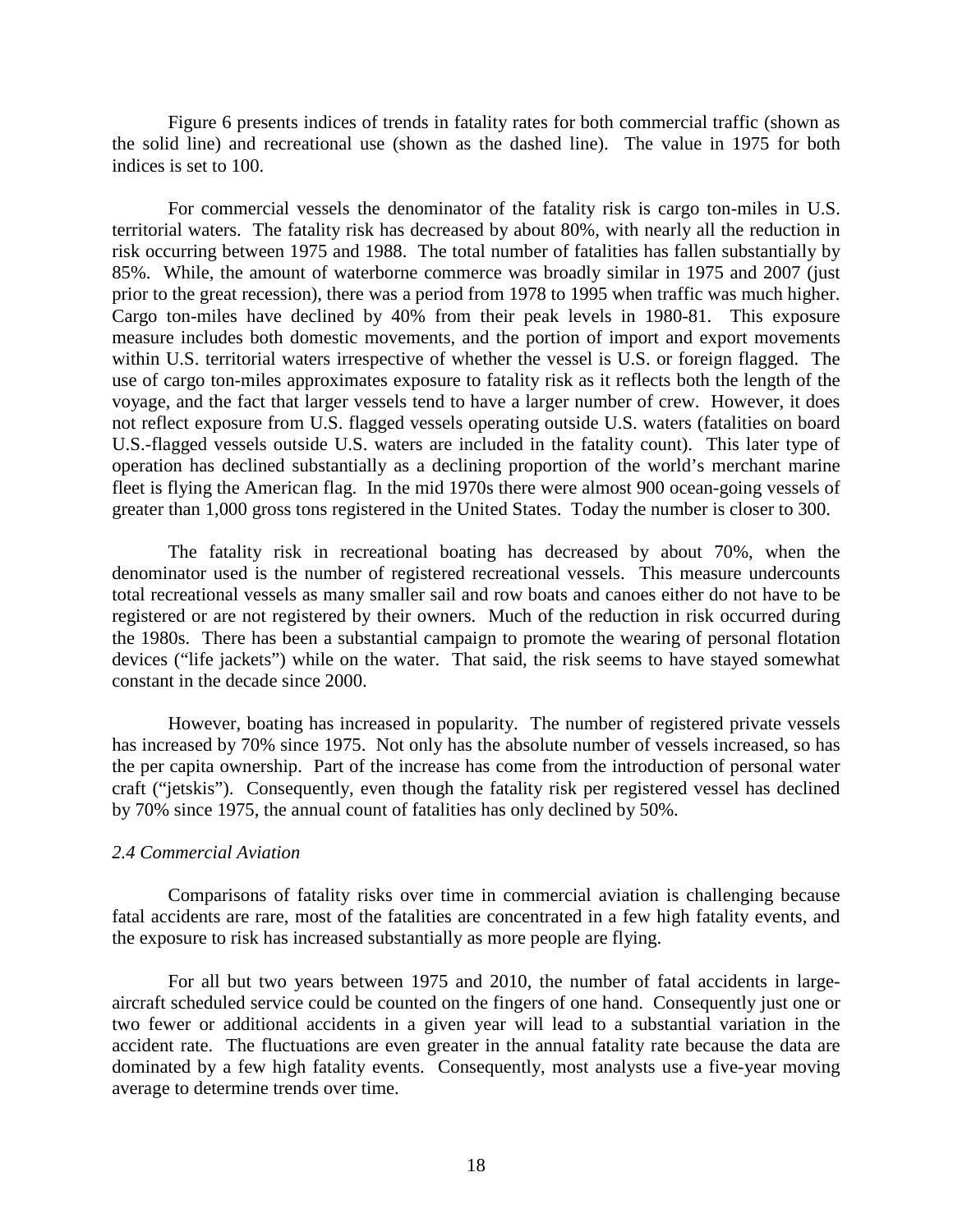Figure 6 presents indices of trends in fatality rates for both commercial traffic (shown as the solid line) and recreational use (shown as the dashed line). The value in 1975 for both indices is set to 100.

For commercial vessels the denominator of the fatality risk is cargo ton-miles in U.S. territorial waters. The fatality risk has decreased by about 80%, with nearly all the reduction in risk occurring between 1975 and 1988. The total number of fatalities has fallen substantially by 85%. While, the amount of waterborne commerce was broadly similar in 1975 and 2007 (just prior to the great recession), there was a period from 1978 to 1995 when traffic was much higher. Cargo ton-miles have declined by 40% from their peak levels in 1980-81. This exposure measure includes both domestic movements, and the portion of import and export movements within U.S. territorial waters irrespective of whether the vessel is U.S. or foreign flagged. The use of cargo ton-miles approximates exposure to fatality risk as it reflects both the length of the voyage, and the fact that larger vessels tend to have a larger number of crew. However, it does not reflect exposure from U.S. flagged vessels operating outside U.S. waters (fatalities on board U.S.-flagged vessels outside U.S. waters are included in the fatality count). This later type of operation has declined substantially as a declining proportion of the world's merchant marine fleet is flying the American flag. In the mid 1970s there were almost 900 ocean-going vessels of greater than 1,000 gross tons registered in the United States. Today the number is closer to 300.

The fatality risk in recreational boating has decreased by about 70%, when the denominator used is the number of registered recreational vessels. This measure undercounts total recreational vessels as many smaller sail and row boats and canoes either do not have to be registered or are not registered by their owners. Much of the reduction in risk occurred during the 1980s. There has been a substantial campaign to promote the wearing of personal flotation devices ("life jackets") while on the water. That said, the risk seems to have stayed somewhat constant in the decade since 2000.

However, boating has increased in popularity. The number of registered private vessels has increased by 70% since 1975. Not only has the absolute number of vessels increased, so has the per capita ownership. Part of the increase has come from the introduction of personal water craft ("jetskis"). Consequently, even though the fatality risk per registered vessel has declined by 70% since 1975, the annual count of fatalities has only declined by 50%.

### *2.4 Commercial Aviation*

Comparisons of fatality risks over time in commercial aviation is challenging because fatal accidents are rare, most of the fatalities are concentrated in a few high fatality events, and the exposure to risk has increased substantially as more people are flying.

For all but two years between 1975 and 2010, the number of fatal accidents in large-aircraft scheduled service could be counted on the fingers of one hand. Consequently just one or two fewer or additional accidents in a given year will lead to a substantial variation in the accident rate. The fluctuations are even greater in the annual fatality rate because the data are dominated by a few high fatality events. Consequently, most analysts use a five-year moving average to determine trends over time.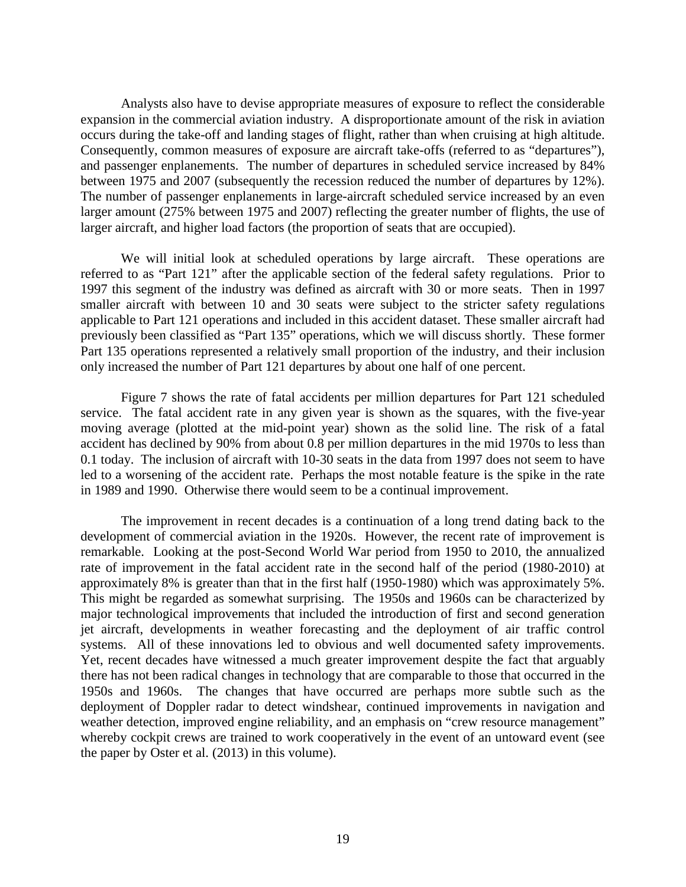Analysts also have to devise appropriate measures of exposure to reflect the considerable expansion in the commercial aviation industry. A disproportionate amount of the risk in aviation occurs during the take-off and landing stages of flight, rather than when cruising at high altitude. Consequently, common measures of exposure are aircraft take-offs (referred to as "departures"), and passenger enplanements. The number of departures in scheduled service increased by 84% between 1975 and 2007 (subsequently the recession reduced the number of departures by 12%). The number of passenger enplanements in large-aircraft scheduled service increased by an even larger amount (275% between 1975 and 2007) reflecting the greater number of flights, the use of larger aircraft, and higher load factors (the proportion of seats that are occupied).

We will initial look at scheduled operations by large aircraft. These operations are referred to as "Part 121" after the applicable section of the federal safety regulations. Prior to 1997 this segment of the industry was defined as aircraft with 30 or more seats. Then in 1997 smaller aircraft with between 10 and 30 seats were subject to the stricter safety regulations applicable to Part 121 operations and included in this accident dataset. These smaller aircraft had previously been classified as "Part 135" operations, which we will discuss shortly. These former Part 135 operations represented a relatively small proportion of the industry, and their inclusion only increased the number of Part 121 departures by about one half of one percent.

Figure 7 shows the rate of fatal accidents per million departures for Part 121 scheduled service. The fatal accident rate in any given year is shown as the squares, with the five-year moving average (plotted at the mid-point year) shown as the solid line. The risk of a fatal accident has declined by 90% from about 0.8 per million departures in the mid 1970s to less than 0.1 today. The inclusion of aircraft with 10-30 seats in the data from 1997 does not seem to have led to a worsening of the accident rate. Perhaps the most notable feature is the spike in the rate in 1989 and 1990. Otherwise there would seem to be a continual improvement.

The improvement in recent decades is a continuation of a long trend dating back to the development of commercial aviation in the 1920s. However, the recent rate of improvement is remarkable. Looking at the post-Second World War period from 1950 to 2010, the annualized rate of improvement in the fatal accident rate in the second half of the period (1980-2010) at approximately 8% is greater than that in the first half (1950-1980) which was approximately 5%. This might be regarded as somewhat surprising. The 1950s and 1960s can be characterized by major technological improvements that included the introduction of first and second generation jet aircraft, developments in weather forecasting and the deployment of air traffic control systems. All of these innovations led to obvious and well documented safety improvements. Yet, recent decades have witnessed a much greater improvement despite the fact that arguably there has not been radical changes in technology that are comparable to those that occurred in the 1950s and 1960s. The changes that have occurred are perhaps more subtle such as the deployment of Doppler radar to detect windshear, continued improvements in navigation and weather detection, improved engine reliability, and an emphasis on "crew resource management" whereby cockpit crews are trained to work cooperatively in the event of an untoward event (see the paper by Oster et al. (2013) in this volume).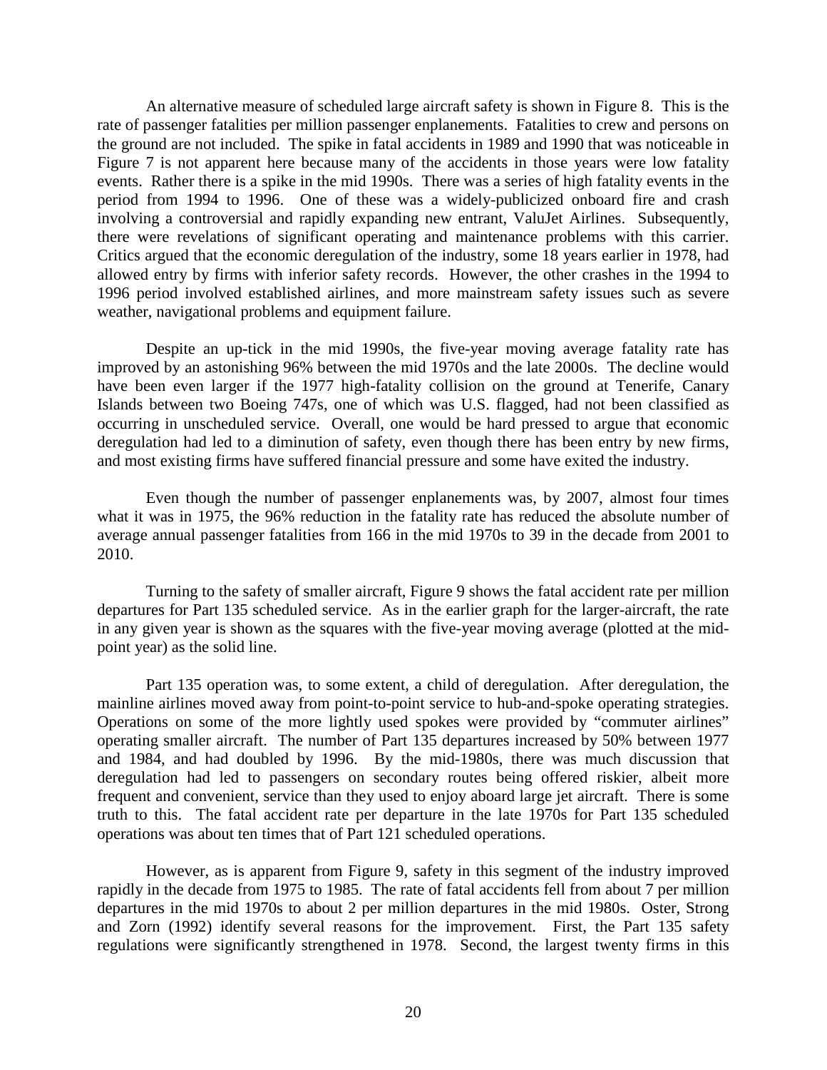An alternative measure of scheduled large aircraft safety is shown in Figure 8. This is the rate of passenger fatalities per million passenger enplanements. Fatalities to crew and persons on the ground are not included. The spike in fatal accidents in 1989 and 1990 that was noticeable in Figure 7 is not apparent here because many of the accidents in those years were low fatality events. Rather there is a spike in the mid 1990s. There was a series of high fatality events in the period from 1994 to 1996. One of these was a widely-publicized onboard fire and crash involving a controversial and rapidly expanding new entrant, ValuJet Airlines. Subsequently, there were revelations of significant operating and maintenance problems with this carrier. Critics argued that the economic deregulation of the industry, some 18 years earlier in 1978, had allowed entry by firms with inferior safety records. However, the other crashes in the 1994 to 1996 period involved established airlines, and more mainstream safety issues such as severe weather, navigational problems and equipment failure.

Despite an up-tick in the mid 1990s, the five-year moving average fatality rate has improved by an astonishing 96% between the mid 1970s and the late 2000s. The decline would have been even larger if the 1977 high-fatality collision on the ground at Tenerife, Canary Islands between two Boeing 747s, one of which was U.S. flagged, had not been classified as occurring in unscheduled service. Overall, one would be hard pressed to argue that economic deregulation had led to a diminution of safety, even though there has been entry by new firms, and most existing firms have suffered financial pressure and some have exited the industry.

Even though the number of passenger enplanements was, by 2007, almost four times what it was in 1975, the 96% reduction in the fatality rate has reduced the absolute number of average annual passenger fatalities from 166 in the mid 1970s to 39 in the decade from 2001 to 2010.

Turning to the safety of smaller aircraft, Figure 9 shows the fatal accident rate per million departures for Part 135 scheduled service. As in the earlier graph for the larger-aircraft, the rate in any given year is shown as the squares with the five-year moving average (plotted at the mid-point year) as the solid line.

Part 135 operation was, to some extent, a child of deregulation. After deregulation, the mainline airlines moved away from point-to-point service to hub-and-spoke operating strategies. Operations on some of the more lightly used spokes were provided by "commuter airlines" operating smaller aircraft. The number of Part 135 departures increased by 50% between 1977 and 1984, and had doubled by 1996. By the mid-1980s, there was much discussion that deregulation had led to passengers on secondary routes being offered riskier, albeit more frequent and convenient, service than they used to enjoy aboard large jet aircraft. There is some truth to this. The fatal accident rate per departure in the late 1970s for Part 135 scheduled operations was about ten times that of Part 121 scheduled operations.

However, as is apparent from Figure 9, safety in this segment of the industry improved rapidly in the decade from 1975 to 1985. The rate of fatal accidents fell from about 7 per million departures in the mid 1970s to about 2 per million departures in the mid 1980s. Oster, Strong and Zorn (1992) identify several reasons for the improvement. First, the Part 135 safety regulations were significantly strengthened in 1978. Second, the largest twenty firms in this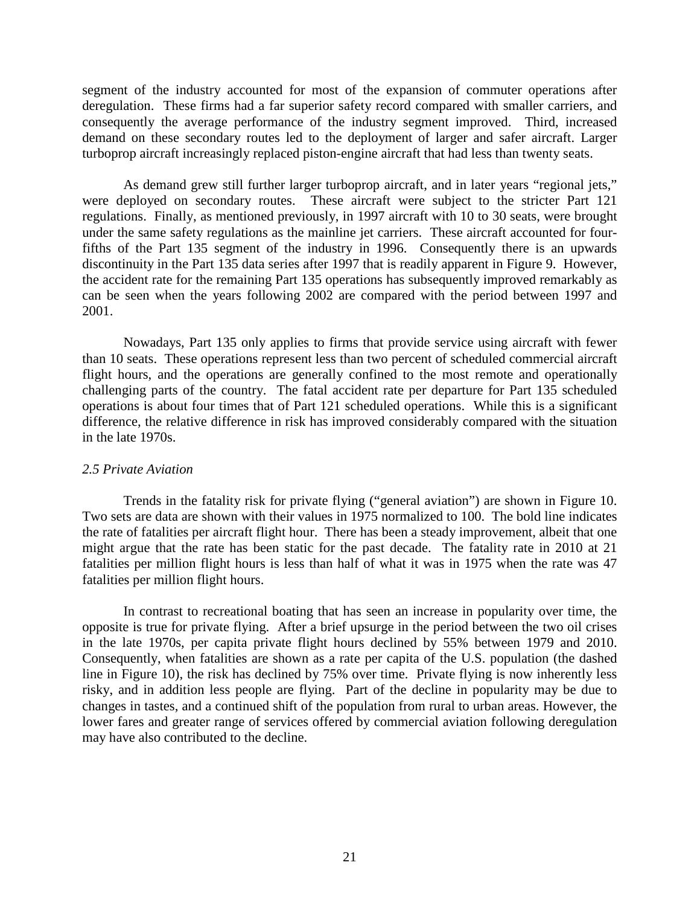segment of the industry accounted for most of the expansion of commuter operations after deregulation. These firms had a far superior safety record compared with smaller carriers, and consequently the average performance of the industry segment improved. Third, increased demand on these secondary routes led to the deployment of larger and safer aircraft. Larger turboprop aircraft increasingly replaced piston-engine aircraft that had less than twenty seats.

As demand grew still further larger turboprop aircraft, and in later years "regional jets," were deployed on secondary routes. These aircraft were subject to the stricter Part 121 regulations. Finally, as mentioned previously, in 1997 aircraft with 10 to 30 seats, were brought under the same safety regulations as the mainline jet carriers. These aircraft accounted for four-fifths of the Part 135 segment of the industry in 1996. Consequently there is an upwards discontinuity in the Part 135 data series after 1997 that is readily apparent in Figure 9. However, the accident rate for the remaining Part 135 operations has subsequently improved remarkably as can be seen when the years following 2002 are compared with the period between 1997 and 2001.

Nowadays, Part 135 only applies to firms that provide service using aircraft with fewer than 10 seats. These operations represent less than two percent of scheduled commercial aircraft flight hours, and the operations are generally confined to the most remote and operationally challenging parts of the country. The fatal accident rate per departure for Part 135 scheduled operations is about four times that of Part 121 scheduled operations. While this is a significant difference, the relative difference in risk has improved considerably compared with the situation in the late 1970s.

*2.5 Private Aviation*

Trends in the fatality risk for private flying ("general aviation") are shown in Figure 10. Two sets are data are shown with their values in 1975 normalized to 100. The bold line indicates the rate of fatalities per aircraft flight hour. There has been a steady improvement, albeit that one might argue that the rate has been static for the past decade. The fatality rate in 2010 at 21 fatalities per million flight hours is less than half of what it was in 1975 when the rate was 47 fatalities per million flight hours.

In contrast to recreational boating that has seen an increase in popularity over time, the opposite is true for private flying. After a brief upsurge in the period between the two oil crises in the late 1970s, per capita private flight hours declined by 55% between 1979 and 2010. Consequently, when fatalities are shown as a rate per capita of the U.S. population (the dashed line in Figure 10), the risk has declined by 75% over time. Private flying is now inherently less risky, and in addition less people are flying. Part of the decline in popularity may be due to changes in tastes, and a continued shift of the population from rural to urban areas. However, the lower fares and greater range of services offered by commercial aviation following deregulation may have also contributed to the decline.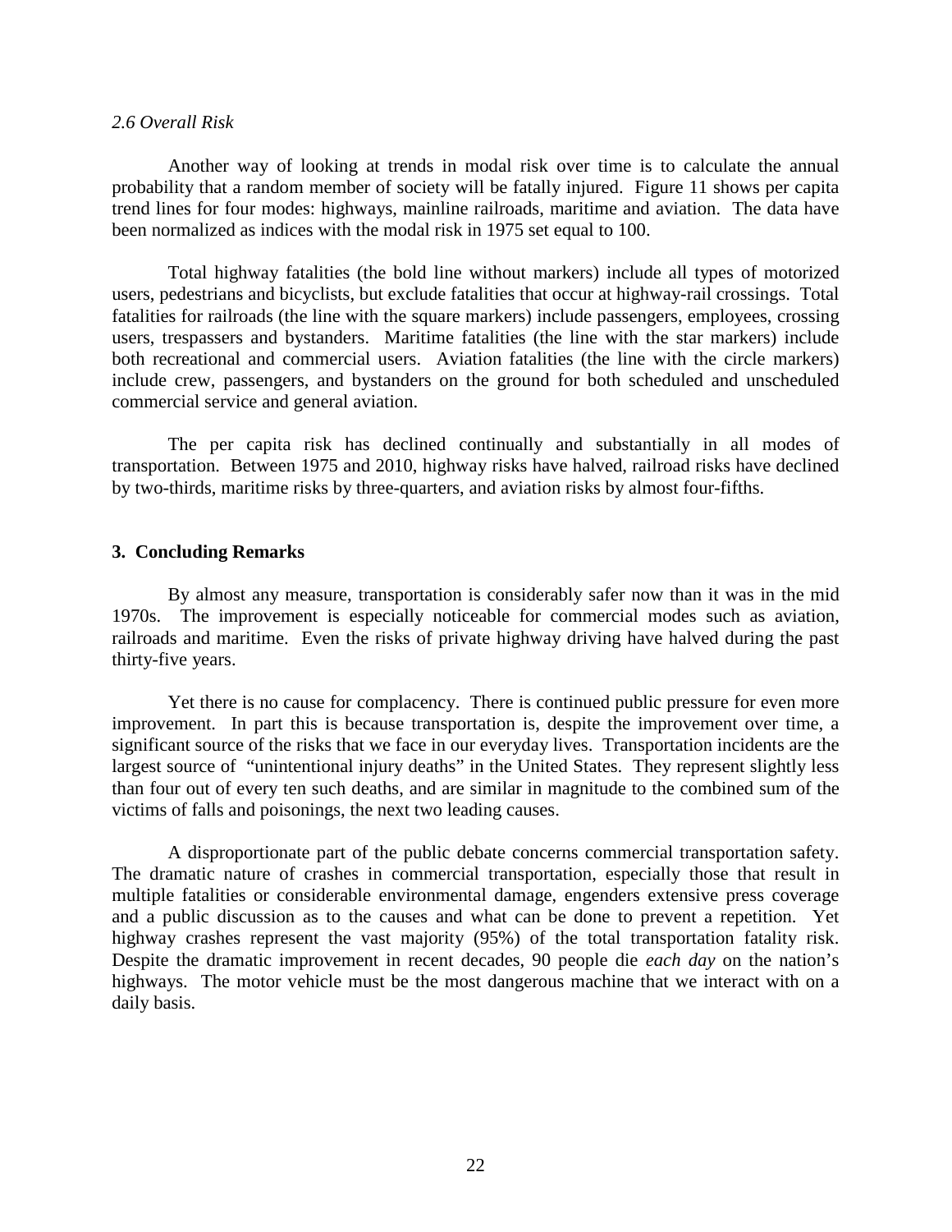*2.6 Overall Risk*

Another way of looking at trends in modal risk over time is to calculate the annual probability that a random member of society will be fatally injured. Figure 11 shows per capita trend lines for four modes: highways, mainline railroads, maritime and aviation. The data have been normalized as indices with the modal risk in 1975 set equal to 100.

Total highway fatalities (the bold line without markers) include all types of motorized users, pedestrians and bicyclists, but exclude fatalities that occur at highway-rail crossings. Total fatalities for railroads (the line with the square markers) include passengers, employees, crossing users, trespassers and bystanders. Maritime fatalities (the line with the star markers) include both recreational and commercial users. Aviation fatalities (the line with the circle markers) include crew, passengers, and bystanders on the ground for both scheduled and unscheduled commercial service and general aviation.

The per capita risk has declined continually and substantially in all modes of transportation. Between 1975 and 2010, highway risks have halved, railroad risks have declined by two-thirds, maritime risks by three-quarters, and aviation risks by almost four-fifths.

## 3. Concluding Remarks

By almost any measure, transportation is considerably safer now than it was in the mid 1970s. The improvement is especially noticeable for commercial modes such as aviation, railroads and maritime. Even the risks of private highway driving have halved during the past thirty-five years.

Yet there is no cause for complacency. There is continued public pressure for even more improvement. In part this is because transportation is, despite the improvement over time, a significant source of the risks that we face in our everyday lives. Transportation incidents are the largest source of "unintentional injury deaths" in the United States. They represent slightly less than four out of every ten such deaths, and are similar in magnitude to the combined sum of the victims of falls and poisonings, the next two leading causes.

A disproportionate part of the public debate concerns commercial transportation safety. The dramatic nature of crashes in commercial transportation, especially those that result in multiple fatalities or considerable environmental damage, engenders extensive press coverage and a public discussion as to the causes and what can be done to prevent a repetition. Yet highway crashes represent the vast majority (95%) of the total transportation fatality risk. Despite the dramatic improvement in recent decades, 90 people die *each day* on the nation's highways. The motor vehicle must be the most dangerous machine that we interact with on a daily basis.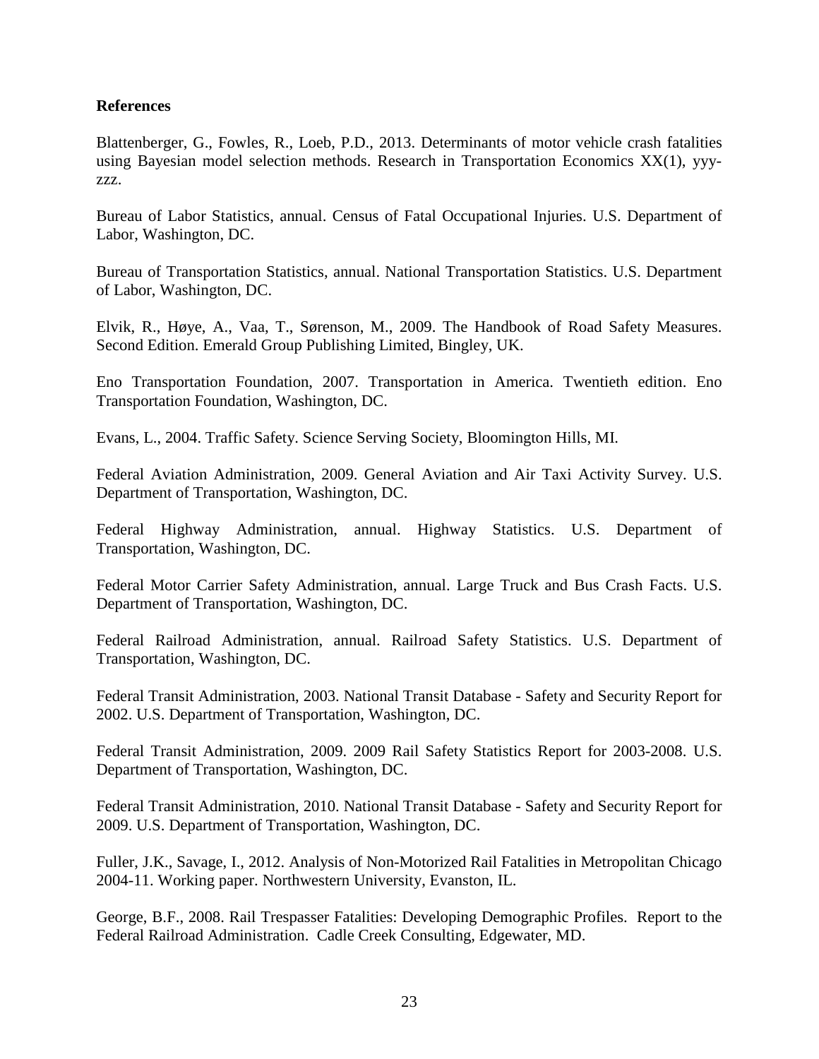**References**

Blattenberger, G., Fowles, R., Loeb, P.D., 2013. Determinants of motor vehicle crash fatalities using Bayesian model selection methods. Research in Transportation Economics XX(1), yyy-zzz.

Bureau of Labor Statistics, annual. Census of Fatal Occupational Injuries. U.S. Department of Labor, Washington, DC.

Bureau of Transportation Statistics, annual. National Transportation Statistics. U.S. Department of Labor, Washington, DC.

Elvik, R., Høye, A., Vaa, T., Sørenson, M., 2009. The Handbook of Road Safety Measures. Second Edition. Emerald Group Publishing Limited, Bingley, UK.

Eno Transportation Foundation, 2007. Transportation in America. Twentieth edition. Eno Transportation Foundation, Washington, DC.

Evans, L., 2004. Traffic Safety. Science Serving Society, Bloomington Hills, MI.

Federal Aviation Administration, 2009. General Aviation and Air Taxi Activity Survey. U.S. Department of Transportation, Washington, DC.

Federal Highway Administration, annual. Highway Statistics. U.S. Department of Transportation, Washington, DC.

Federal Motor Carrier Safety Administration, annual. Large Truck and Bus Crash Facts. U.S. Department of Transportation, Washington, DC.

Federal Railroad Administration, annual. Railroad Safety Statistics. U.S. Department of Transportation, Washington, DC.

Federal Transit Administration, 2003. National Transit Database - Safety and Security Report for 2002. U.S. Department of Transportation, Washington, DC.

Federal Transit Administration, 2009. 2009 Rail Safety Statistics Report for 2003-2008. U.S. Department of Transportation, Washington, DC.

Federal Transit Administration, 2010. National Transit Database - Safety and Security Report for 2009. U.S. Department of Transportation, Washington, DC.

Fuller, J.K., Savage, I., 2012. Analysis of Non-Motorized Rail Fatalities in Metropolitan Chicago 2004-11. Working paper. Northwestern University, Evanston, IL.

George, B.F., 2008. Rail Trespasser Fatalities: Developing Demographic Profiles. Report to the Federal Railroad Administration. Cadle Creek Consulting, Edgewater, MD.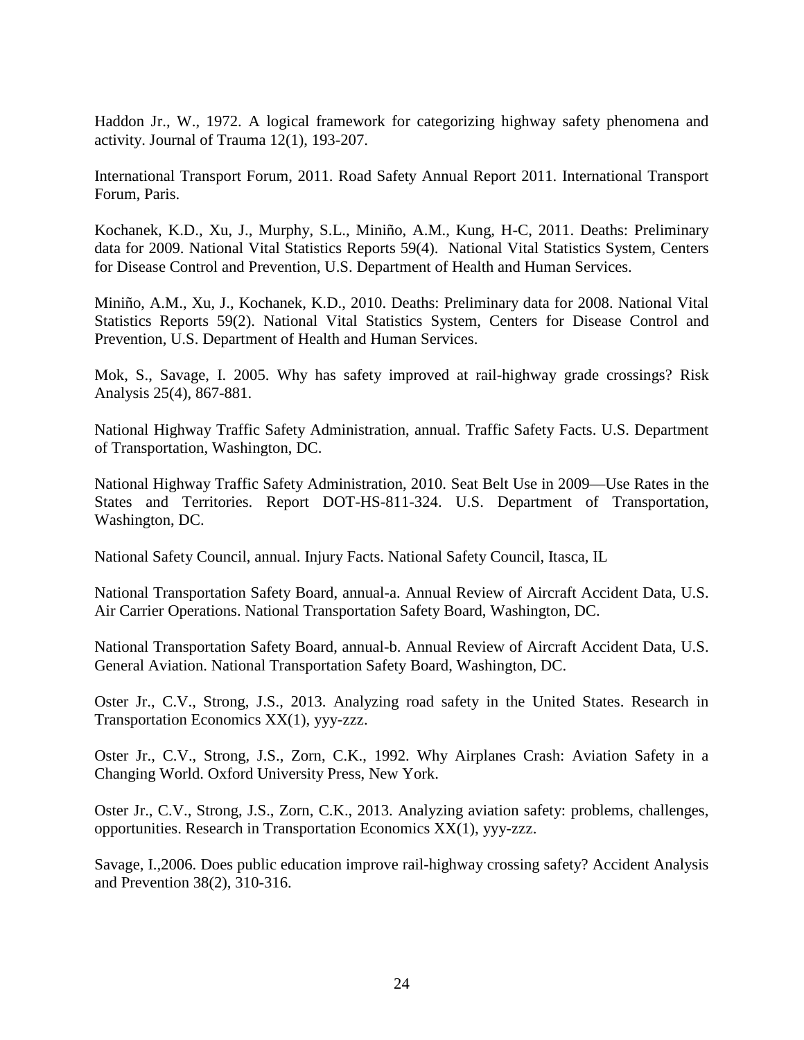Haddon Jr., W., 1972. A logical framework for categorizing highway safety phenomena and activity. Journal of Trauma 12(1), 193-207.

International Transport Forum, 2011. Road Safety Annual Report 2011. International Transport Forum, Paris.

Kochanek, K.D., Xu, J., Murphy, S.L., Miniño, A.M., Kung, H-C, 2011. Deaths: Preliminary data for 2009. National Vital Statistics Reports 59(4). National Vital Statistics System, Centers for Disease Control and Prevention, U.S. Department of Health and Human Services.

Miniño, A.M., Xu, J., Kochanek, K.D., 2010. Deaths: Preliminary data for 2008. National Vital Statistics Reports 59(2). National Vital Statistics System, Centers for Disease Control and Prevention, U.S. Department of Health and Human Services.

Mok, S., Savage, I. 2005. Why has safety improved at rail-highway grade crossings? Risk Analysis 25(4), 867-881.

National Highway Traffic Safety Administration, annual. Traffic Safety Facts. U.S. Department of Transportation, Washington, DC.

National Highway Traffic Safety Administration, 2010. Seat Belt Use in 2009—Use Rates in the States and Territories. Report DOT-HS-811-324. U.S. Department of Transportation, Washington, DC.

National Safety Council, annual. Injury Facts. National Safety Council, Itasca, IL

National Transportation Safety Board, annual-a. Annual Review of Aircraft Accident Data, U.S. Air Carrier Operations. National Transportation Safety Board, Washington, DC.

National Transportation Safety Board, annual-b. Annual Review of Aircraft Accident Data, U.S. General Aviation. National Transportation Safety Board, Washington, DC.

Oster Jr., C.V., Strong, J.S., 2013. Analyzing road safety in the United States. Research in Transportation Economics XX(1), yyy-zzz.

Oster Jr., C.V., Strong, J.S., Zorn, C.K., 1992. Why Airplanes Crash: Aviation Safety in a Changing World. Oxford University Press, New York.

Oster Jr., C.V., Strong, J.S., Zorn, C.K., 2013. Analyzing aviation safety: problems, challenges, opportunities. Research in Transportation Economics XX(1), yyy-zzz.

Savage, I.,2006. Does public education improve rail-highway crossing safety? Accident Analysis and Prevention 38(2), 310-316.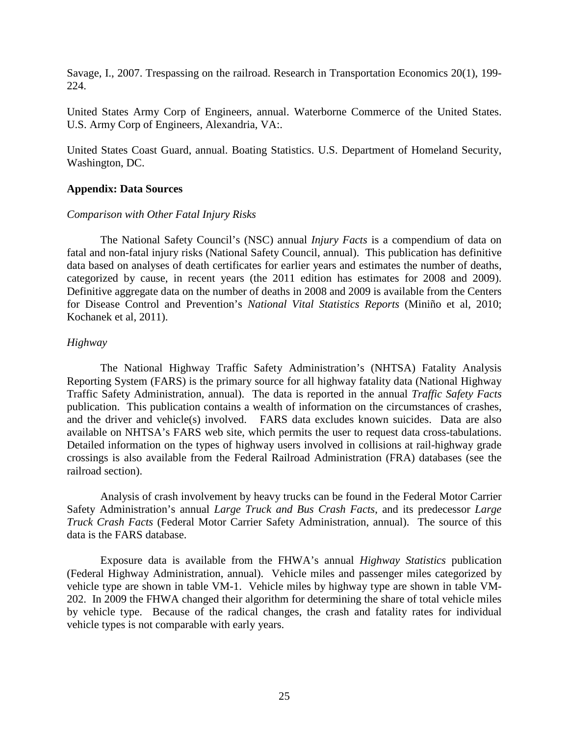Savage, I., 2007. Trespassing on the railroad. Research in Transportation Economics 20(1), 199-224.

United States Army Corp of Engineers, annual. Waterborne Commerce of the United States. U.S. Army Corp of Engineers, Alexandria, VA:.

United States Coast Guard, annual. Boating Statistics. U.S. Department of Homeland Security, Washington, DC.

## Appendix: Data Sources

### *Comparison with Other Fatal Injury Risks*

The National Safety Council's (NSC) annual *Injury Facts* is a compendium of data on fatal and non-fatal injury risks (National Safety Council, annual). This publication has definitive data based on analyses of death certificates for earlier years and estimates the number of deaths, categorized by cause, in recent years (the 2011 edition has estimates for 2008 and 2009). Definitive aggregate data on the number of deaths in 2008 and 2009 is available from the Centers for Disease Control and Prevention's *National Vital Statistics Reports* (Miniño et al, 2010; Kochanek et al, 2011).

### *Highway*

The National Highway Traffic Safety Administration's (NHTSA) Fatality Analysis Reporting System (FARS) is the primary source for all highway fatality data (National Highway Traffic Safety Administration, annual). The data is reported in the annual *Traffic Safety Facts* publication. This publication contains a wealth of information on the circumstances of crashes, and the driver and vehicle(s) involved. FARS data excludes known suicides. Data are also available on NHTSA's FARS web site, which permits the user to request data cross-tabulations. Detailed information on the types of highway users involved in collisions at rail-highway grade crossings is also available from the Federal Railroad Administration (FRA) databases (see the railroad section).

Analysis of crash involvement by heavy trucks can be found in the Federal Motor Carrier Safety Administration's annual *Large Truck and Bus Crash Facts*, and its predecessor *Large Truck Crash Facts* (Federal Motor Carrier Safety Administration, annual). The source of this data is the FARS database.

Exposure data is available from the FHWA's annual *Highway Statistics* publication (Federal Highway Administration, annual). Vehicle miles and passenger miles categorized by vehicle type are shown in table VM-1. Vehicle miles by highway type are shown in table VM-202. In 2009 the FHWA changed their algorithm for determining the share of total vehicle miles by vehicle type. Because of the radical changes, the crash and fatality rates for individual vehicle types is not comparable with early years.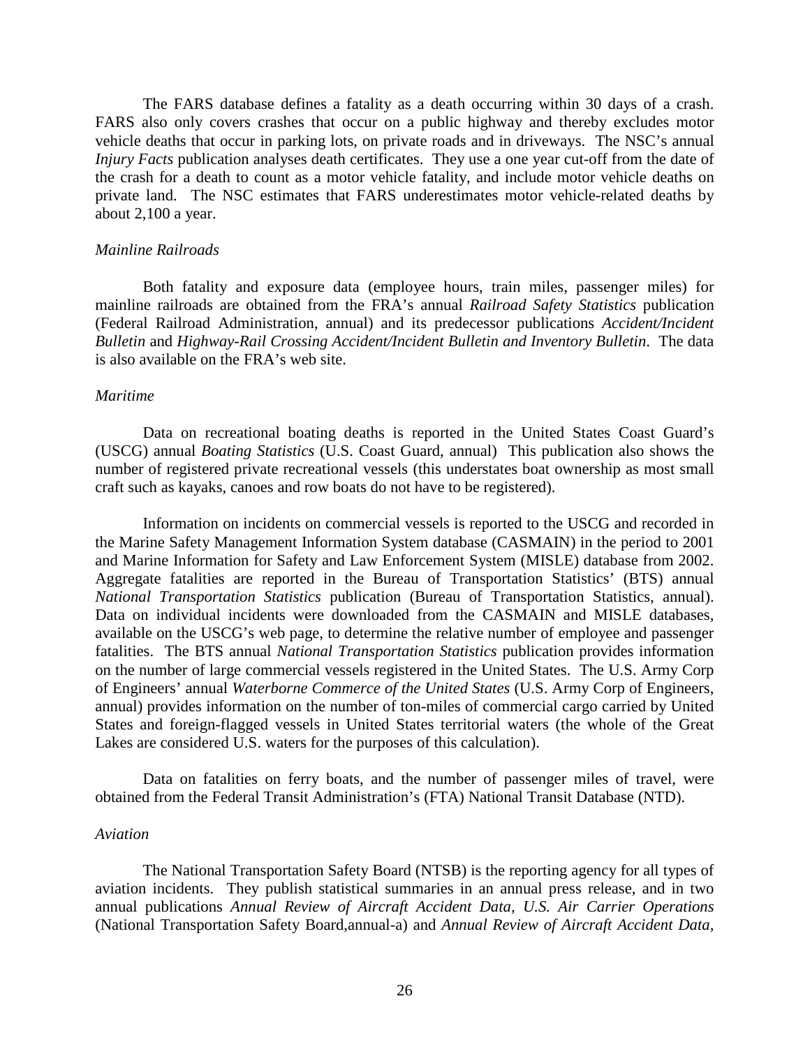The FARS database defines a fatality as a death occurring within 30 days of a crash. FARS also only covers crashes that occur on a public highway and thereby excludes motor vehicle deaths that occur in parking lots, on private roads and in driveways. The NSC's annual *Injury Facts* publication analyses death certificates. They use a one year cut-off from the date of the crash for a death to count as a motor vehicle fatality, and include motor vehicle deaths on private land. The NSC estimates that FARS underestimates motor vehicle-related deaths by about 2,100 a year.

*Mainline Railroads*

Both fatality and exposure data (employee hours, train miles, passenger miles) for mainline railroads are obtained from the FRA's annual *Railroad Safety Statistics* publication (Federal Railroad Administration, annual) and its predecessor publications *Accident/Incident Bulletin* and *Highway-Rail Crossing Accident/Incident Bulletin and Inventory Bulletin*. The data is also available on the FRA's web site.

*Maritime*

Data on recreational boating deaths is reported in the United States Coast Guard's (USCG) annual *Boating Statistics* (U.S. Coast Guard, annual) This publication also shows the number of registered private recreational vessels (this understates boat ownership as most small craft such as kayaks, canoes and row boats do not have to be registered).

Information on incidents on commercial vessels is reported to the USCG and recorded in the Marine Safety Management Information System database (CASMAIN) in the period to 2001 and Marine Information for Safety and Law Enforcement System (MISLE) database from 2002. Aggregate fatalities are reported in the Bureau of Transportation Statistics' (BTS) annual *National Transportation Statistics* publication (Bureau of Transportation Statistics, annual). Data on individual incidents were downloaded from the CASMAIN and MISLE databases, available on the USCG's web page, to determine the relative number of employee and passenger fatalities. The BTS annual *National Transportation Statistics* publication provides information on the number of large commercial vessels registered in the United States. The U.S. Army Corp of Engineers' annual *Waterborne Commerce of the United States* (U.S. Army Corp of Engineers, annual) provides information on the number of ton-miles of commercial cargo carried by United States and foreign-flagged vessels in United States territorial waters (the whole of the Great Lakes are considered U.S. waters for the purposes of this calculation).

Data on fatalities on ferry boats, and the number of passenger miles of travel, were obtained from the Federal Transit Administration's (FTA) National Transit Database (NTD).

*Aviation*

The National Transportation Safety Board (NTSB) is the reporting agency for all types of aviation incidents. They publish statistical summaries in an annual press release, and in two annual publications *Annual Review of Aircraft Accident Data, U.S. Air Carrier Operations* (National Transportation Safety Board,annual-a) and *Annual Review of Aircraft Accident Data,*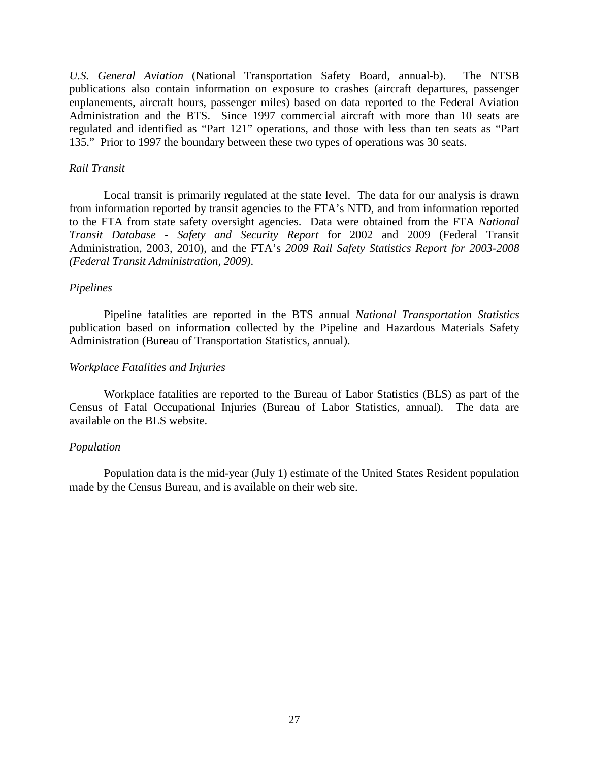*U.S. General Aviation* (National Transportation Safety Board, annual-b). The NTSB publications also contain information on exposure to crashes (aircraft departures, passenger enplanements, aircraft hours, passenger miles) based on data reported to the Federal Aviation Administration and the BTS. Since 1997 commercial aircraft with more than 10 seats are regulated and identified as "Part 121" operations, and those with less than ten seats as "Part 135." Prior to 1997 the boundary between these two types of operations was 30 seats.

*Rail Transit*

Local transit is primarily regulated at the state level. The data for our analysis is drawn from information reported by transit agencies to the FTA's NTD, and from information reported to the FTA from state safety oversight agencies. Data were obtained from the FTA *National Transit Database - Safety and Security Report* for 2002 and 2009 (Federal Transit Administration, 2003, 2010), and the FTA's *2009 Rail Safety Statistics Report for 2003-2008 (Federal Transit Administration, 2009).*

*Pipelines*

Pipeline fatalities are reported in the BTS annual *National Transportation Statistics* publication based on information collected by the Pipeline and Hazardous Materials Safety Administration (Bureau of Transportation Statistics, annual).

*Workplace Fatalities and Injuries*

Workplace fatalities are reported to the Bureau of Labor Statistics (BLS) as part of the Census of Fatal Occupational Injuries (Bureau of Labor Statistics, annual). The data are available on the BLS website.

*Population*

Population data is the mid-year (July 1) estimate of the United States Resident population made by the Census Bureau, and is available on their web site.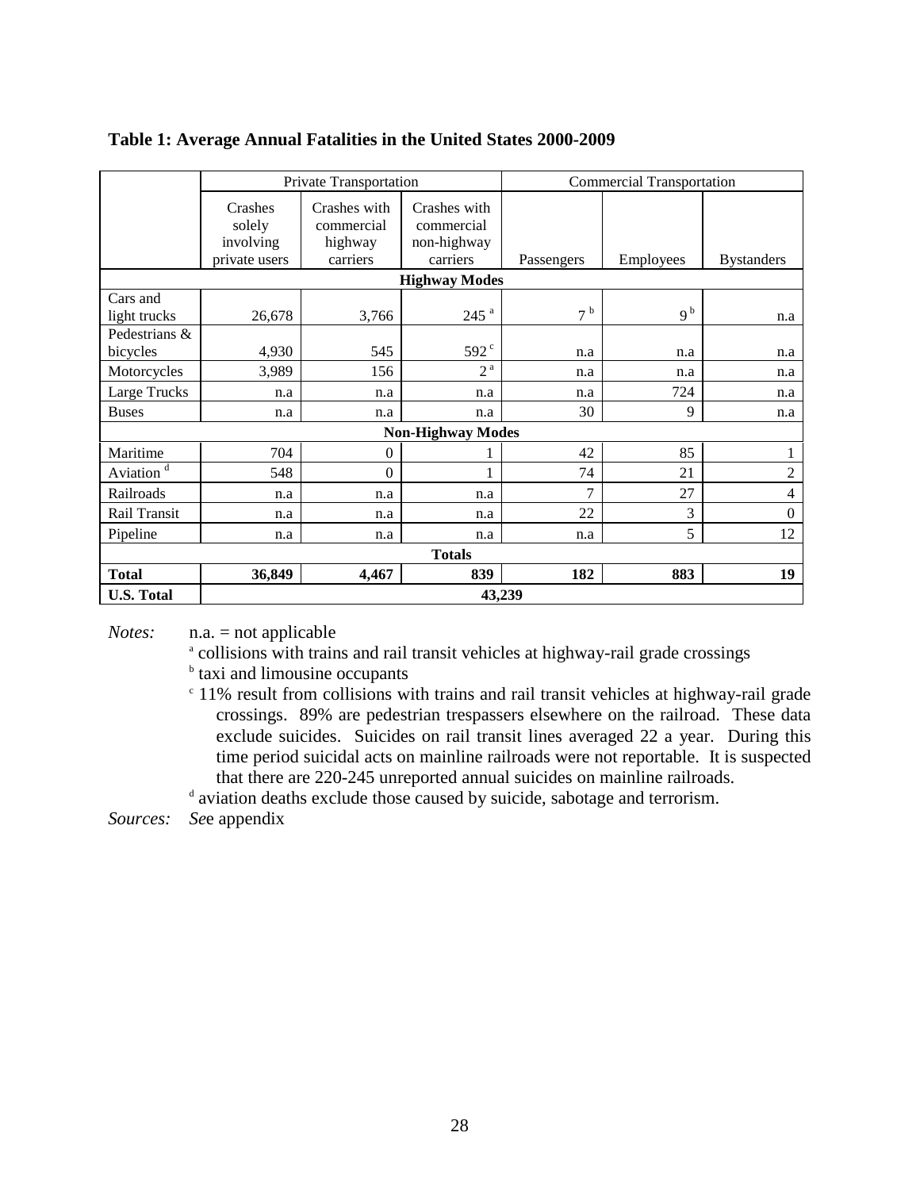**Table 1: Average Annual Fatalities in the United States 2000-2009**

| | Private Transportation | | | Commercial Transportation | | |
|---|---|---|---|---|---|---|
| | Crashes solely involving private users | Crashes with commercial highway carriers | Crashes with commercial non-highway carriers | Passengers | Employees | Bystanders |
| **Highway Modes** | | | | | | |
| Cars and light trucks | 26,678 | 3,766 | 245 [a] | 7 [b] | 9 [b] | n.a |
| Pedestrians & bicycles | 4,930 | 545 | 592 [c] | n.a | n.a | n.a |
| Motorcycles | 3,989 | 156 | 2 [a] | n.a | n.a | n.a |
| Large Trucks | n.a | n.a | n.a | n.a | 724 | n.a |
| Buses | n.a | n.a | n.a | 30 | 9 | n.a |
| **Non-Highway Modes** | | | | | | |
| Maritime | 704 | 0 | 1 | 42 | 85 | 1 |
| Aviation [d] | 548 | 0 | 1 | 74 | 21 | 2 |
| Railroads | n.a | n.a | n.a | 7 | 27 | 4 |
| Rail Transit | n.a | n.a | n.a | 22 | 3 | 0 |
| Pipeline | n.a | n.a | n.a | n.a | 5 | 12 |
| **Totals** | | | | | | |
| **Total** | **36,849** | **4,467** | **839** | **182** | **883** | **19** |
| **U.S. Total** | **43,239** | | | | | |

*Notes:* n.a. = not applicable

[a] collisions with trains and rail transit vehicles at highway-rail grade crossings

[b] taxi and limousine occupants

[c] 11% result from collisions with trains and rail transit vehicles at highway-rail grade crossings. 89% are pedestrian trespassers elsewhere on the railroad. These data exclude suicides. Suicides on rail transit lines averaged 22 a year. During this time period suicidal acts on mainline railroads were not reportable. It is suspected that there are 220-245 unreported annual suicides on mainline railroads.

[d] aviation deaths exclude those caused by suicide, sabotage and terrorism.

*Sources:* *Se*e appendix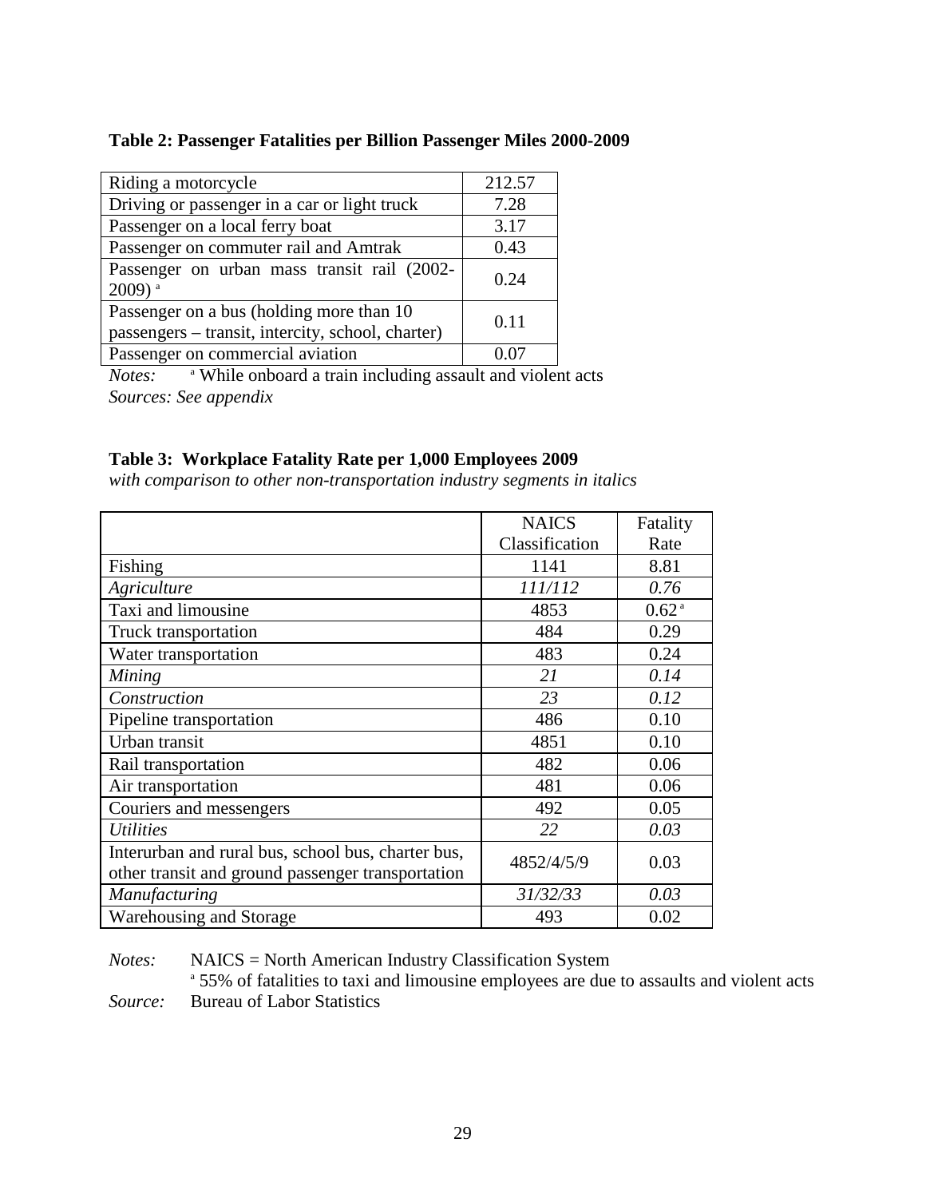**Table 2: Passenger Fatalities per Billion Passenger Miles 2000-2009**

| | |
|---|---|
| Riding a motorcycle | 212.57 |
| Driving or passenger in a car or light truck | 7.28 |
| Passenger on a local ferry boat | 3.17 |
| Passenger on commuter rail and Amtrak | 0.43 |
| Passenger on urban mass transit rail (2002-2009) [a] | 0.24 |
| Passenger on a bus (holding more than 10 passengers – transit, intercity, school, charter) | 0.11 |
| Passenger on commercial aviation | 0.07 |

*Notes:* [a] While onboard a train including assault and violent acts
*Sources: See appendix*

**Table 3: Workplace Fatality Rate per 1,000 Employees 2009**
*with comparison to other non-transportation industry segments in italics*

| | NAICS Classification | Fatality Rate |
|---|---|---|
| Fishing | 1141 | 8.81 |
| *Agriculture* | *111/112* | *0.76* |
| Taxi and limousine | 4853 | 0.62 [a] |
| Truck transportation | 484 | 0.29 |
| Water transportation | 483 | 0.24 |
| *Mining* | *21* | *0.14* |
| *Construction* | *23* | *0.12* |
| Pipeline transportation | 486 | 0.10 |
| Urban transit | 4851 | 0.10 |
| Rail transportation | 482 | 0.06 |
| Air transportation | 481 | 0.06 |
| Couriers and messengers | 492 | 0.05 |
| *Utilities* | *22* | *0.03* |
| Interurban and rural bus, school bus, charter bus, other transit and ground passenger transportation | 4852/4/5/9 | 0.03 |
| *Manufacturing* | *31/32/33* | *0.03* |
| Warehousing and Storage | 493 | 0.02 |

*Notes:* NAICS = North American Industry Classification System
[a] 55% of fatalities to taxi and limousine employees are due to assaults and violent acts
*Source:* Bureau of Labor Statistics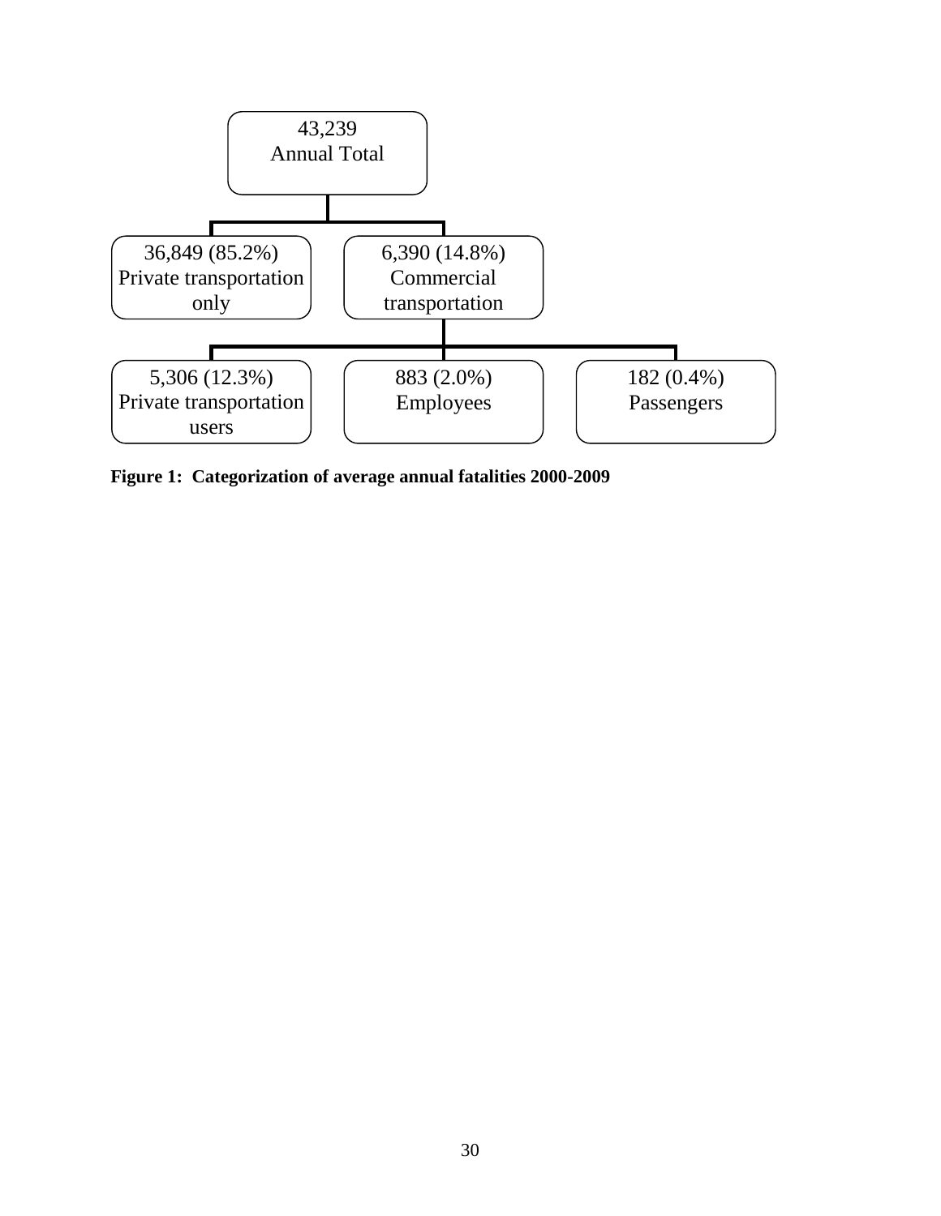43,239
Annual Total

36,849 (85.2%)
Private transportation only

6,390 (14.8%)
Commercial transportation

5,306 (12.3%)
Private transportation users

883 (2.0%)
Employees

182 (0.4%)
Passengers

**Figure 1: Categorization of average annual fatalities 2000-2009**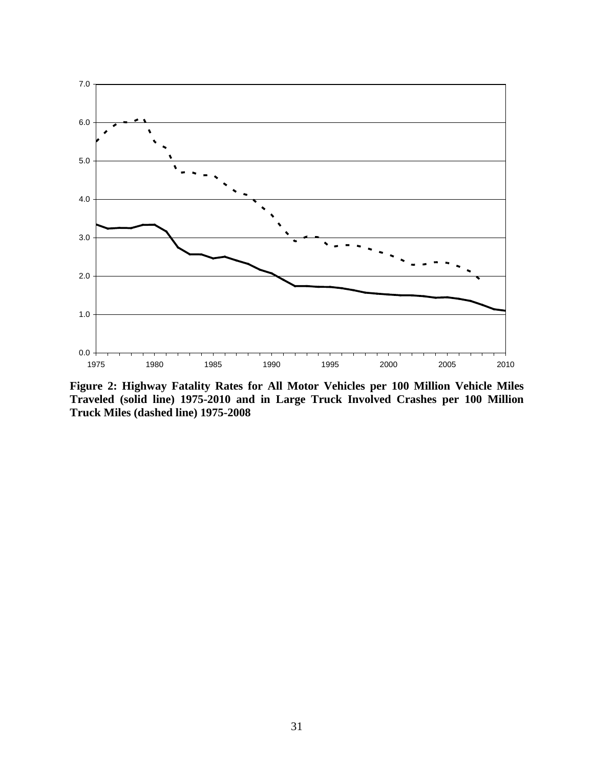**Figure 2: Highway Fatality Rates for All Motor Vehicles per 100 Million Vehicle Miles Traveled (solid line) 1975-2010 and in Large Truck Involved Crashes per 100 Million Truck Miles (dashed line) 1975-2008**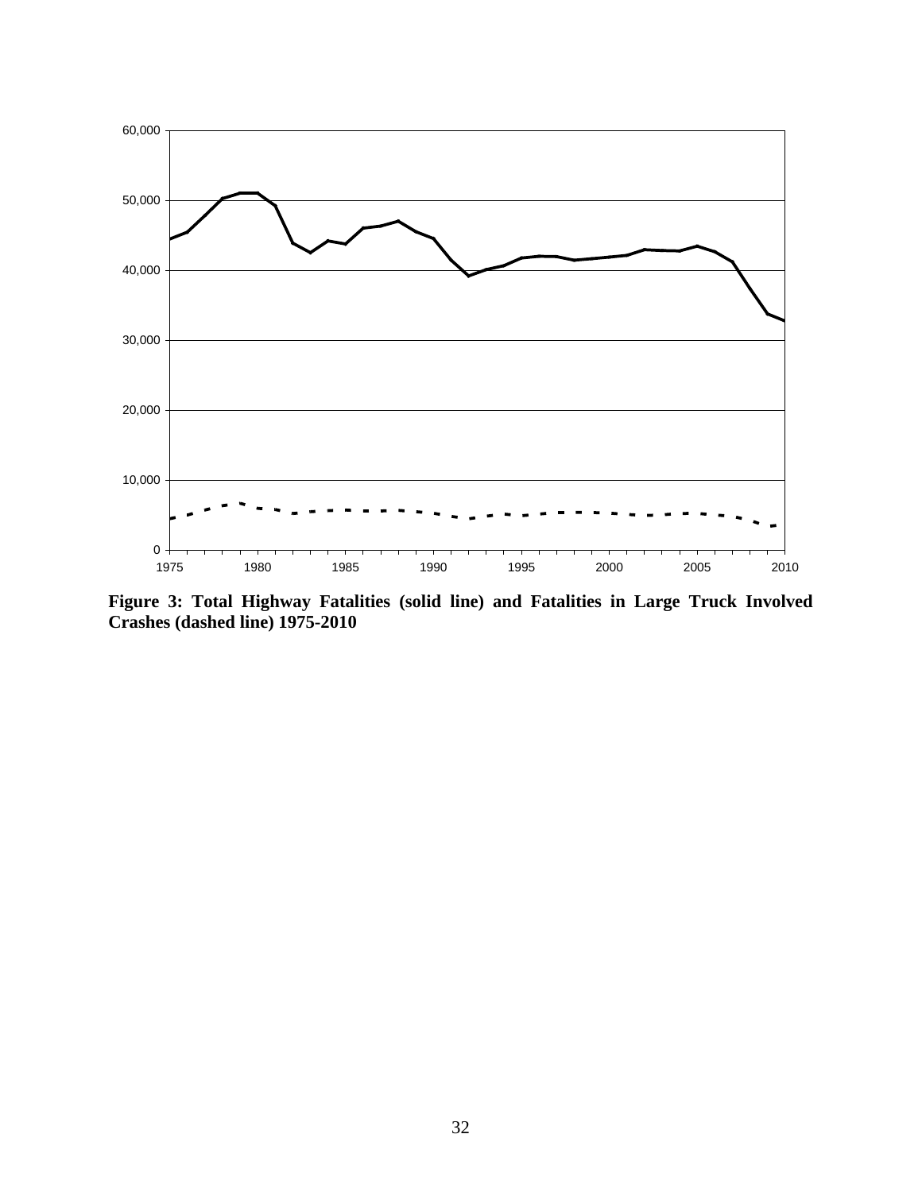**Figure 3: Total Highway Fatalities (solid line) and Fatalities in Large Truck Involved Crashes (dashed line) 1975-2010**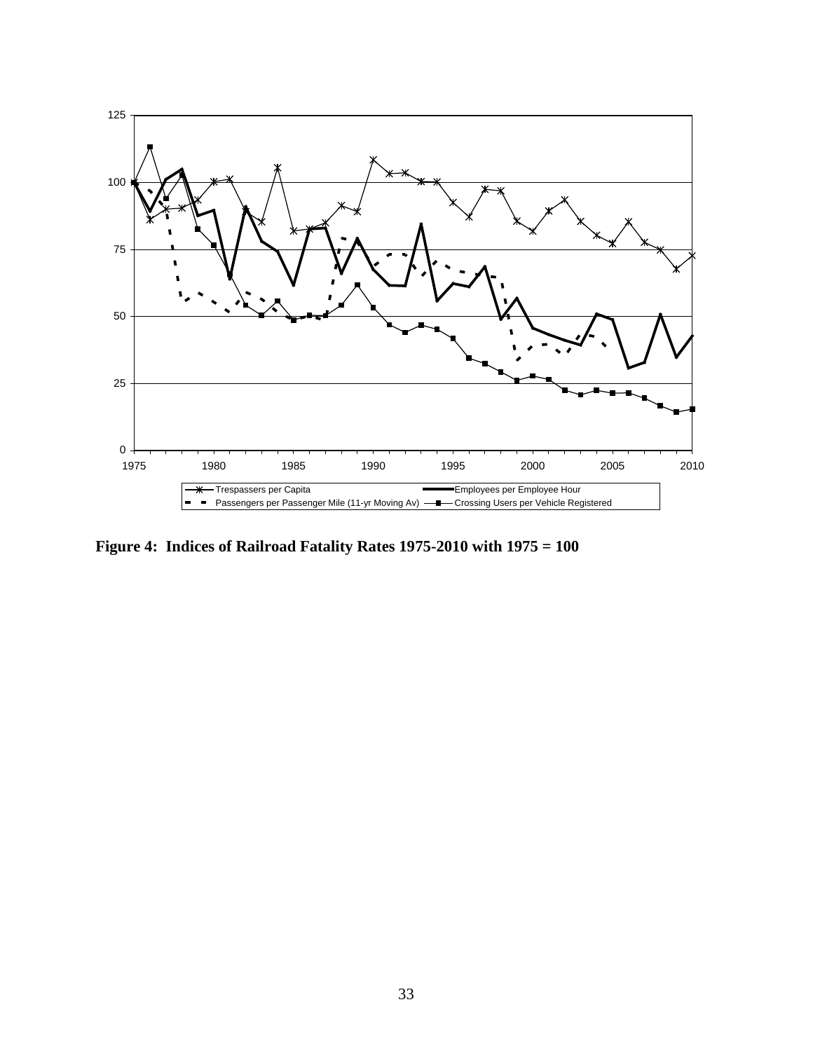**Figure 4: Indices of Railroad Fatality Rates 1975-2010 with 1975 = 100**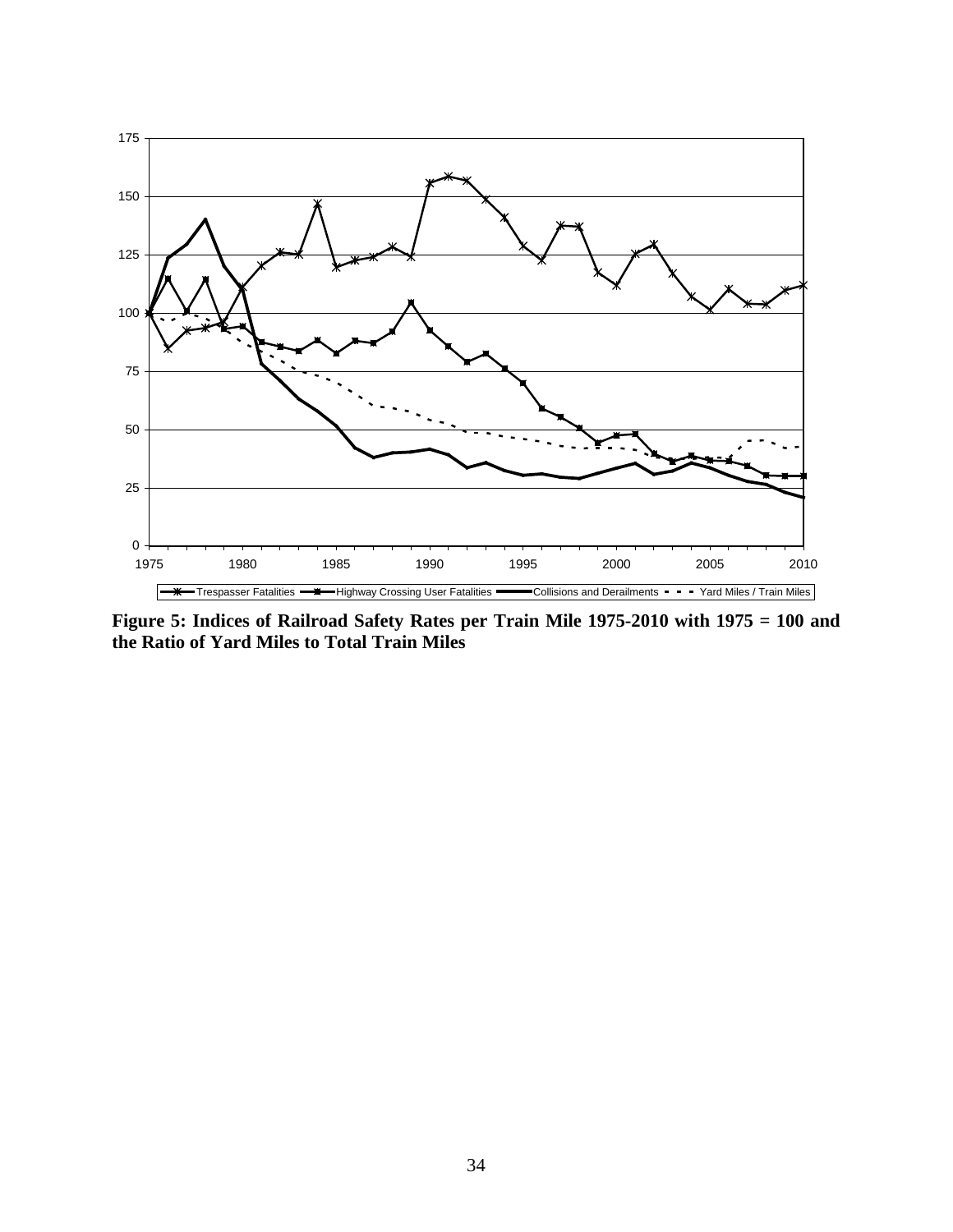**Figure 5: Indices of Railroad Safety Rates per Train Mile 1975-2010 with 1975 = 100 and the Ratio of Yard Miles to Total Train Miles**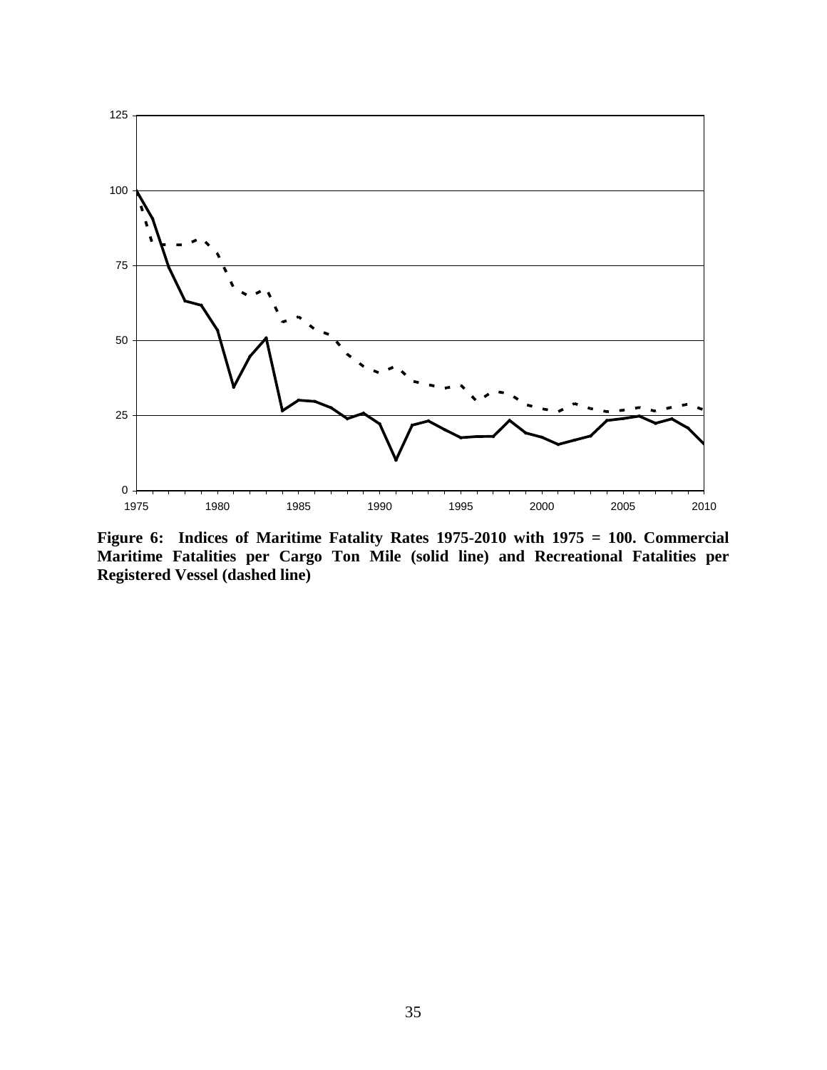**Figure 6: Indices of Maritime Fatality Rates 1975-2010 with 1975 = 100. Commercial Maritime Fatalities per Cargo Ton Mile (solid line) and Recreational Fatalities per Registered Vessel (dashed line)**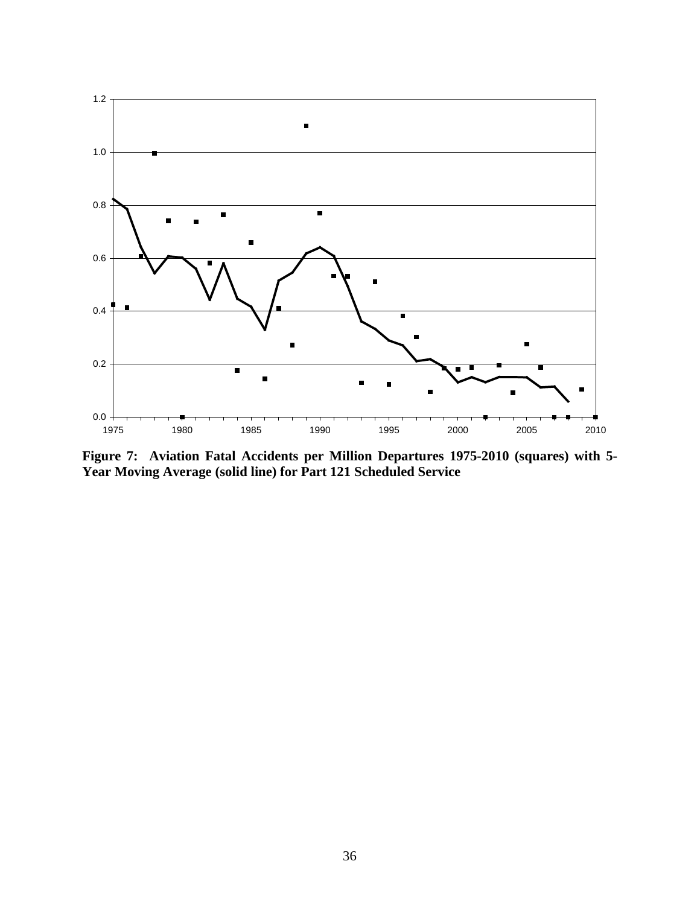**Figure 7: Aviation Fatal Accidents per Million Departures 1975-2010 (squares) with 5-Year Moving Average (solid line) for Part 121 Scheduled Service**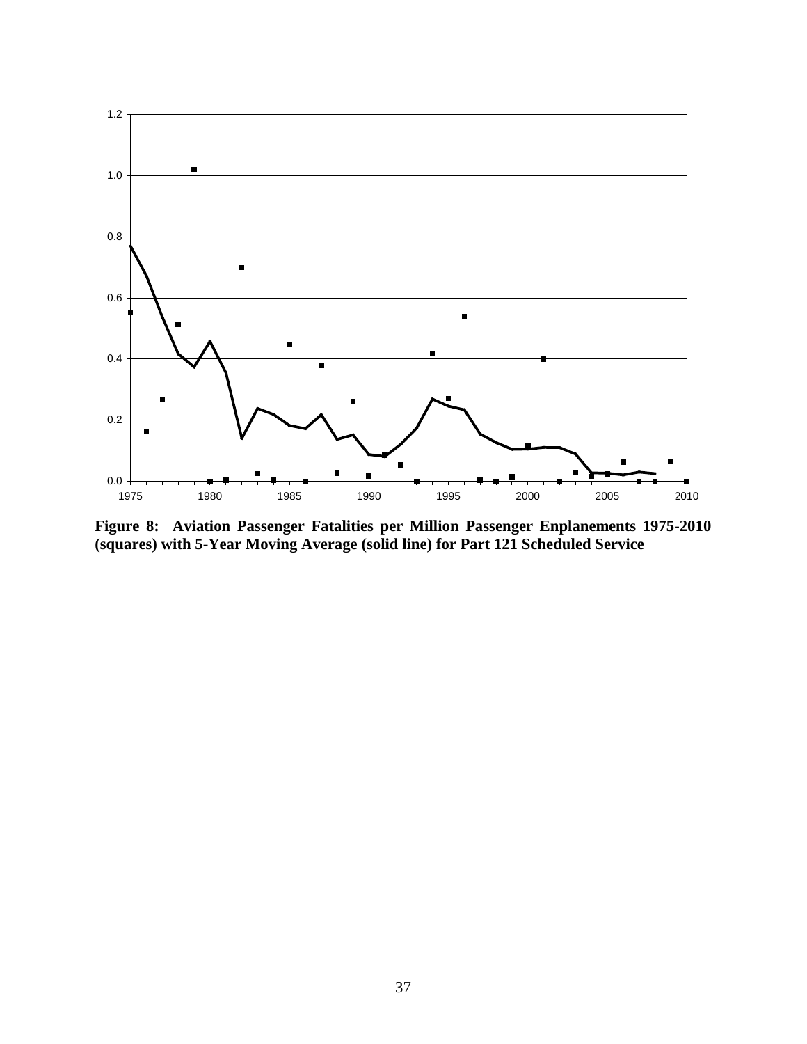**Figure 8: Aviation Passenger Fatalities per Million Passenger Enplanements 1975-2010 (squares) with 5-Year Moving Average (solid line) for Part 121 Scheduled Service**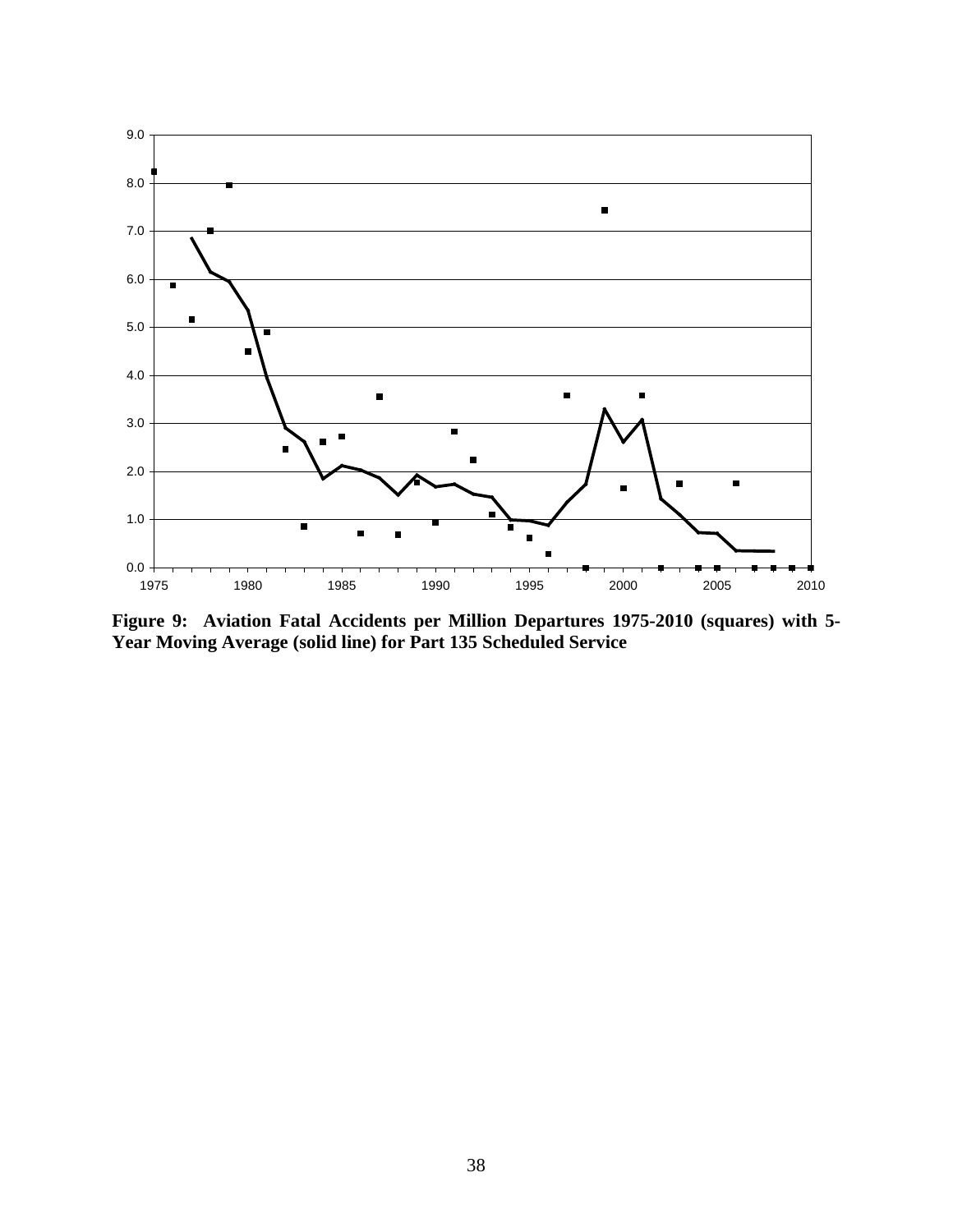**Figure 9: Aviation Fatal Accidents per Million Departures 1975-2010 (squares) with 5-Year Moving Average (solid line) for Part 135 Scheduled Service**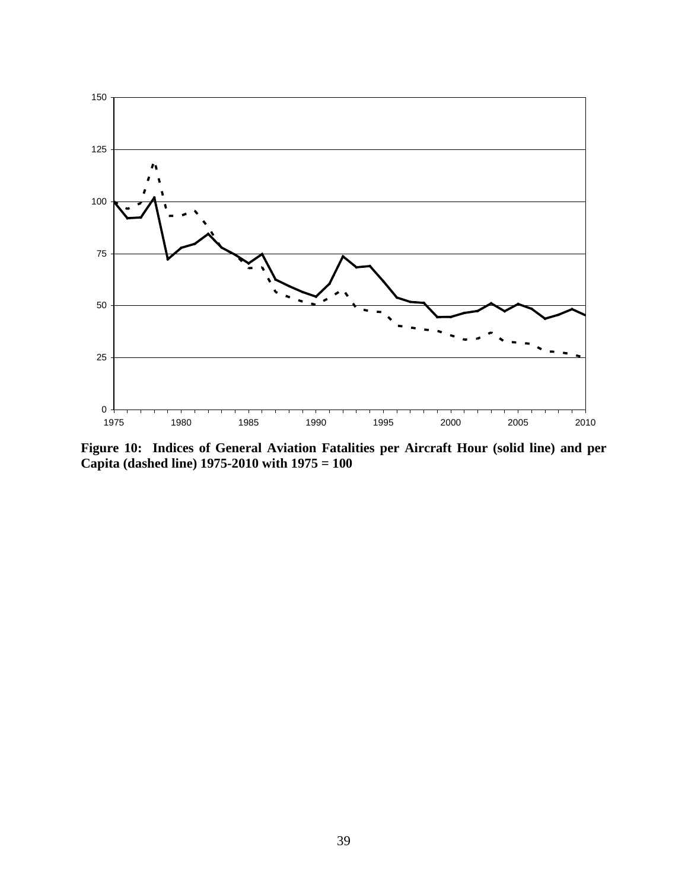**Figure 10: Indices of General Aviation Fatalities per Aircraft Hour (solid line) and per Capita (dashed line) 1975-2010 with 1975 = 100**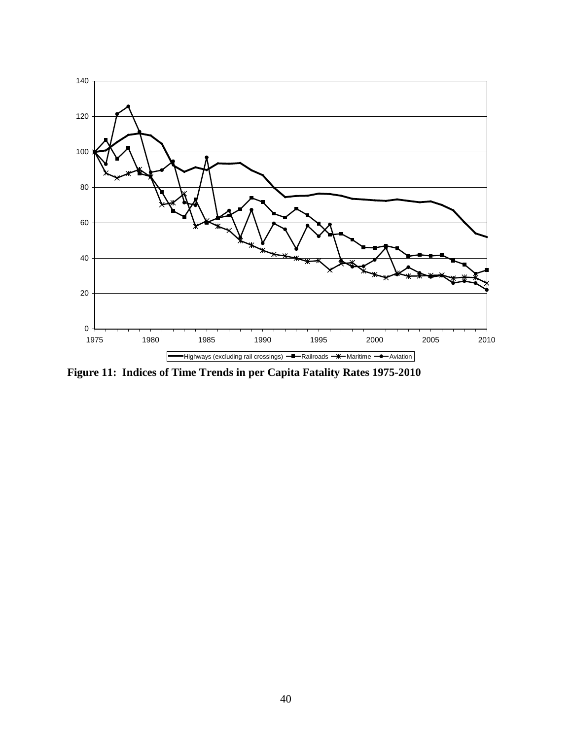140
120
100
80
60
40
20
0
1975
1980
1985
1990
1995
2000
2005
2010

Highways (excluding rail crossings) Railroads Maritime Aviation

**Figure 11: Indices of Time Trends in per Capita Fatality Rates 1975-2010**